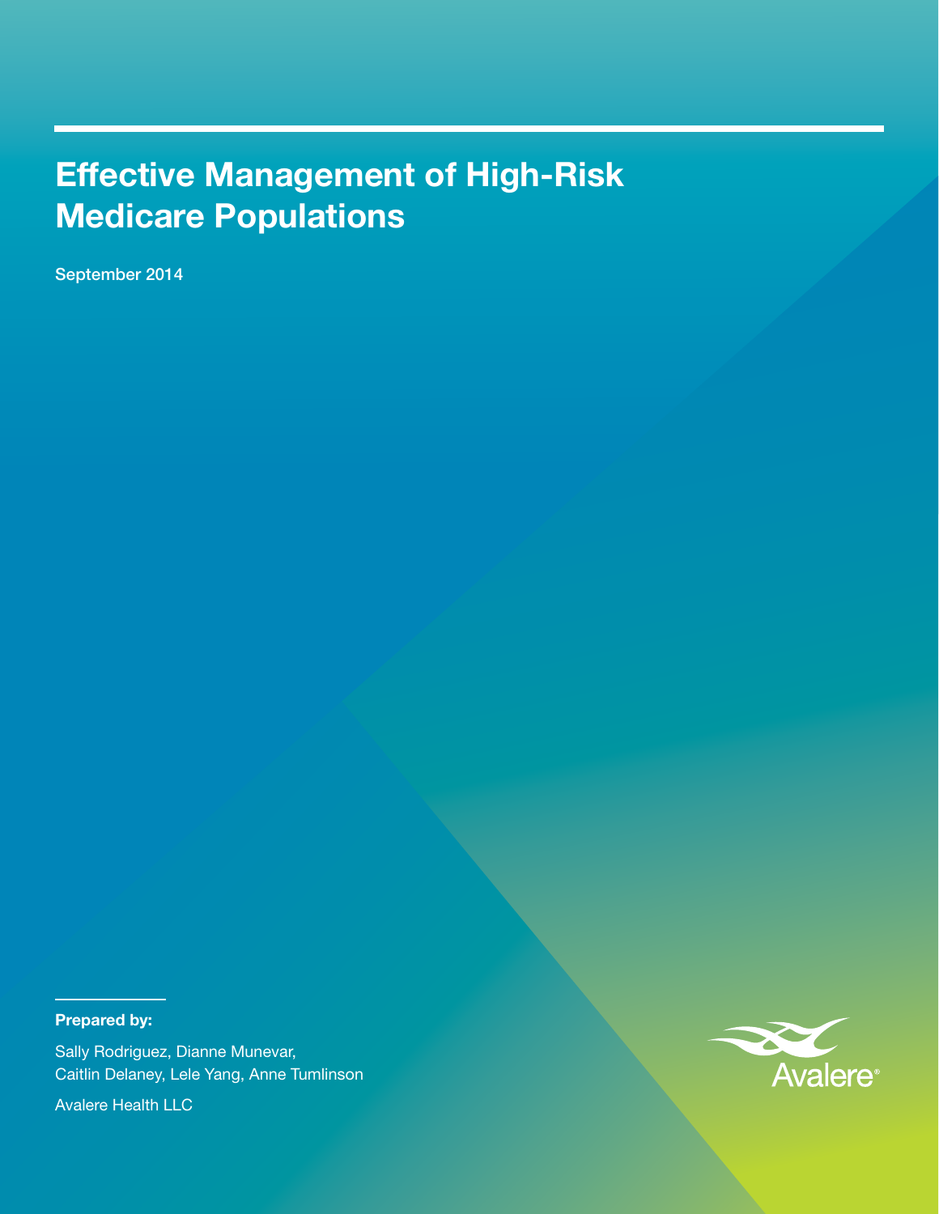# Effective Management of High-Risk Medicare Populations

September 2014

**Prepared by:**

Sally Rodriguez, Dianne Munevar,
Caitlin Delaney, Lele Yang, Anne Tumlinson

Avalere Health LLC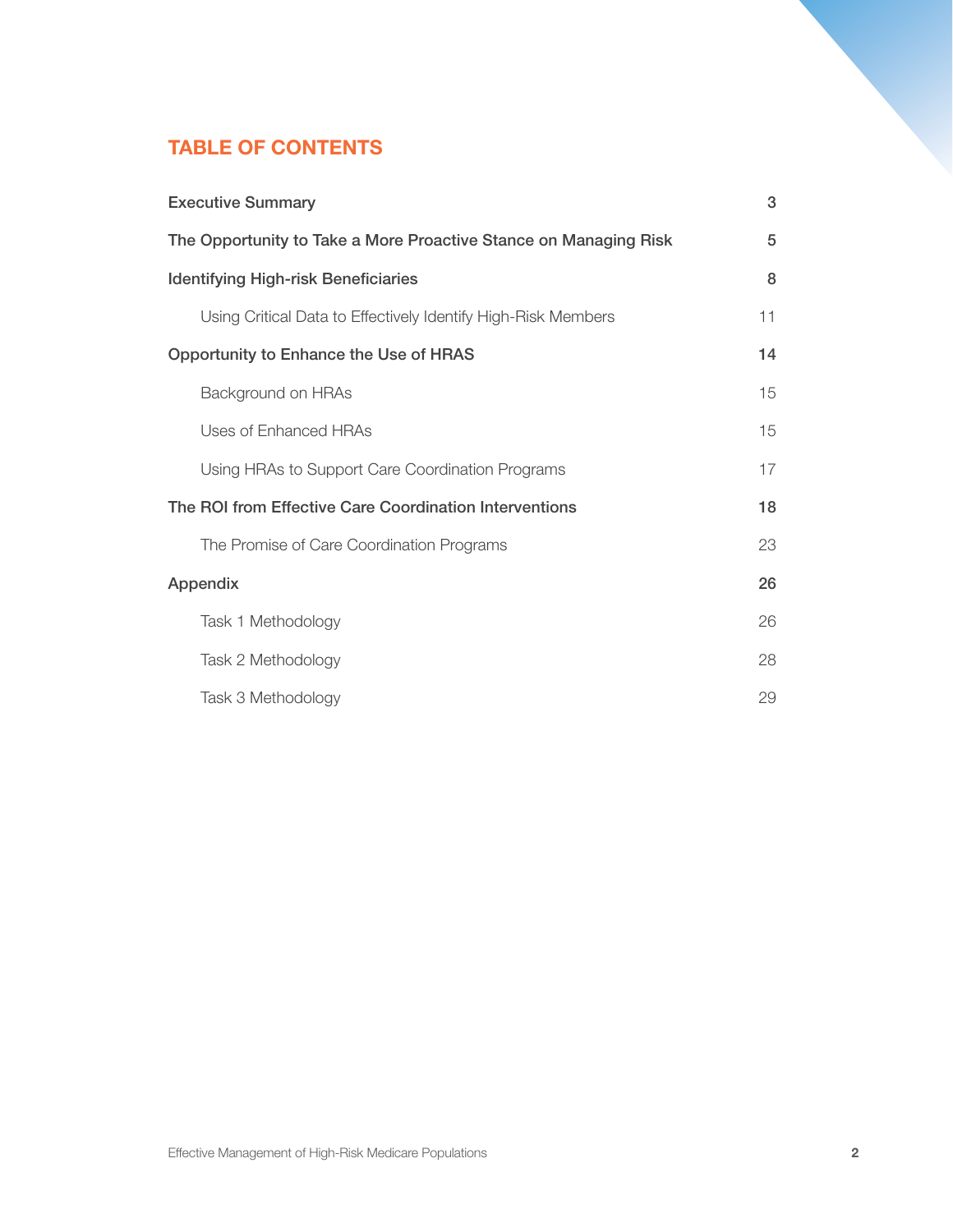## TABLE OF CONTENTS

| | |
|---|---|
| **Executive Summary** | **3** |
| **The Opportunity to Take a More Proactive Stance on Managing Risk** | **5** |
| **Identifying High-risk Beneficiaries** | **8** |
| Using Critical Data to Effectively Identify High-Risk Members | 11 |
| **Opportunity to Enhance the Use of HRAS** | **14** |
| Background on HRAs | 15 |
| Uses of Enhanced HRAs | 15 |
| Using HRAs to Support Care Coordination Programs | 17 |
| **The ROI from Effective Care Coordination Interventions** | **18** |
| The Promise of Care Coordination Programs | 23 |
| **Appendix** | **26** |
| Task 1 Methodology | 26 |
| Task 2 Methodology | 28 |
| Task 3 Methodology | 29 |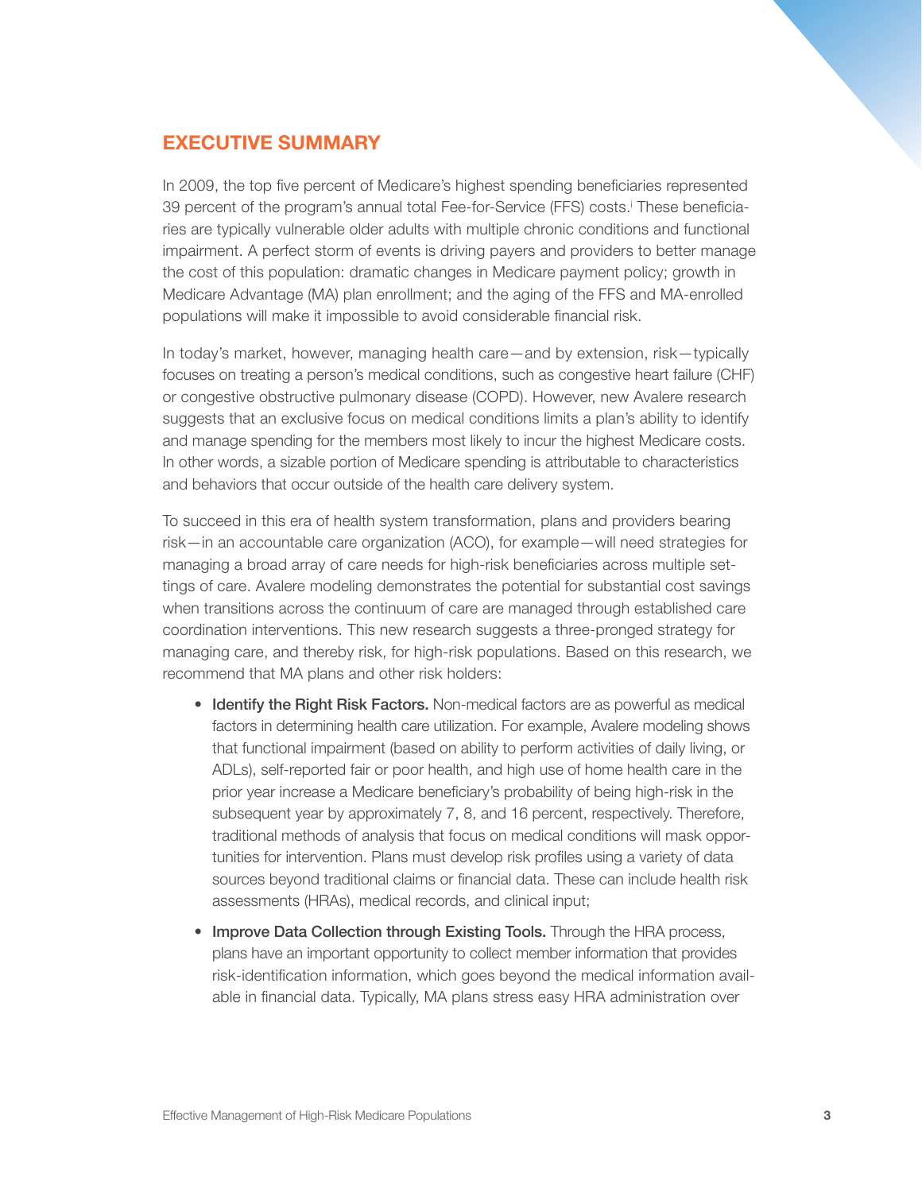## EXECUTIVE SUMMARY

In 2009, the top five percent of Medicare's highest spending beneficiaries represented 39 percent of the program's annual total Fee-for-Service (FFS) costs.[i] These beneficiaries are typically vulnerable older adults with multiple chronic conditions and functional impairment. A perfect storm of events is driving payers and providers to better manage the cost of this population: dramatic changes in Medicare payment policy; growth in Medicare Advantage (MA) plan enrollment; and the aging of the FFS and MA-enrolled populations will make it impossible to avoid considerable financial risk.

In today's market, however, managing health care—and by extension, risk—typically focuses on treating a person's medical conditions, such as congestive heart failure (CHF) or congestive obstructive pulmonary disease (COPD). However, new Avalere research suggests that an exclusive focus on medical conditions limits a plan's ability to identify and manage spending for the members most likely to incur the highest Medicare costs. In other words, a sizable portion of Medicare spending is attributable to characteristics and behaviors that occur outside of the health care delivery system.

To succeed in this era of health system transformation, plans and providers bearing risk—in an accountable care organization (ACO), for example—will need strategies for managing a broad array of care needs for high-risk beneficiaries across multiple settings of care. Avalere modeling demonstrates the potential for substantial cost savings when transitions across the continuum of care are managed through established care coordination interventions. This new research suggests a three-pronged strategy for managing care, and thereby risk, for high-risk populations. Based on this research, we recommend that MA plans and other risk holders:

- **Identify the Right Risk Factors.** Non-medical factors are as powerful as medical factors in determining health care utilization. For example, Avalere modeling shows that functional impairment (based on ability to perform activities of daily living, or ADLs), self-reported fair or poor health, and high use of home health care in the prior year increase a Medicare beneficiary's probability of being high-risk in the subsequent year by approximately 7, 8, and 16 percent, respectively. Therefore, traditional methods of analysis that focus on medical conditions will mask opportunities for intervention. Plans must develop risk profiles using a variety of data sources beyond traditional claims or financial data. These can include health risk assessments (HRAs), medical records, and clinical input;
- **Improve Data Collection through Existing Tools.** Through the HRA process, plans have an important opportunity to collect member information that provides risk-identification information, which goes beyond the medical information available in financial data. Typically, MA plans stress easy HRA administration over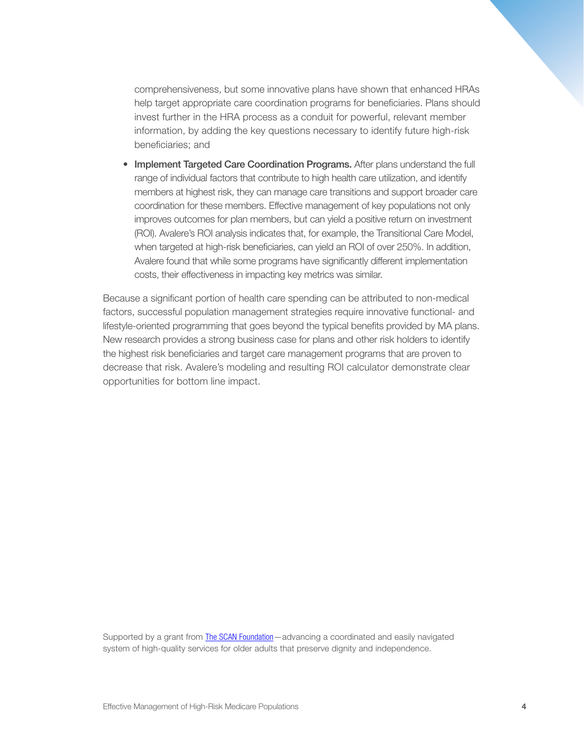comprehensiveness, but some innovative plans have shown that enhanced HRAs help target appropriate care coordination programs for beneficiaries. Plans should invest further in the HRA process as a conduit for powerful, relevant member information, by adding the key questions necessary to identify future high-risk beneficiaries; and

- **Implement Targeted Care Coordination Programs.** After plans understand the full range of individual factors that contribute to high health care utilization, and identify members at highest risk, they can manage care transitions and support broader care coordination for these members. Effective management of key populations not only improves outcomes for plan members, but can yield a positive return on investment (ROI). Avalere's ROI analysis indicates that, for example, the Transitional Care Model, when targeted at high-risk beneficiaries, can yield an ROI of over 250%. In addition, Avalere found that while some programs have significantly different implementation costs, their effectiveness in impacting key metrics was similar.

Because a significant portion of health care spending can be attributed to non-medical factors, successful population management strategies require innovative functional- and lifestyle-oriented programming that goes beyond the typical benefits provided by MA plans. New research provides a strong business case for plans and other risk holders to identify the highest risk beneficiaries and target care management programs that are proven to decrease that risk. Avalere's modeling and resulting ROI calculator demonstrate clear opportunities for bottom line impact.

Supported by a grant from The SCAN Foundation—advancing a coordinated and easily navigated system of high-quality services for older adults that preserve dignity and independence.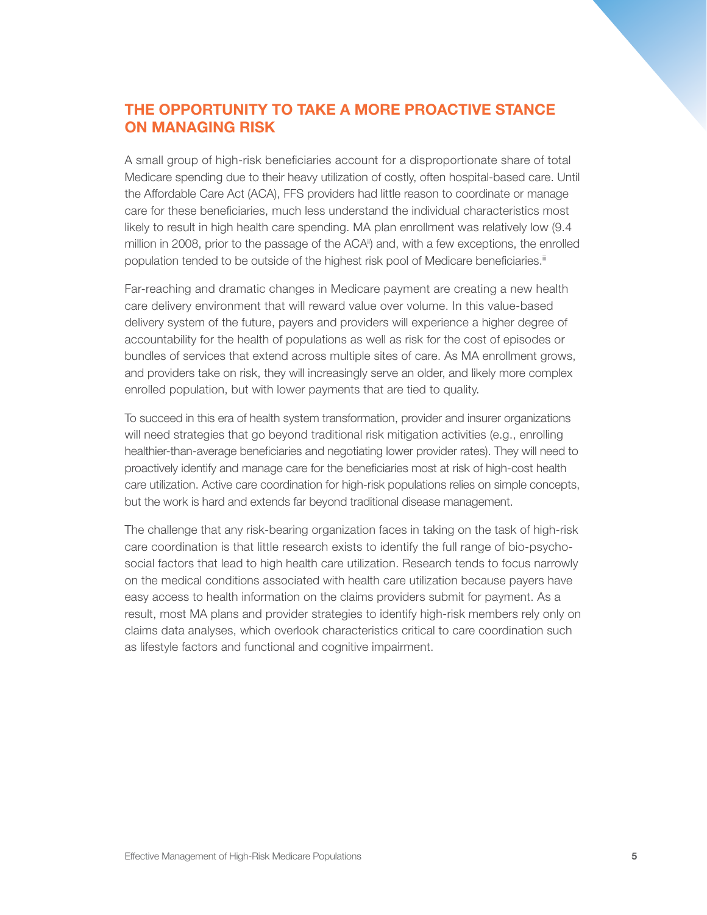## THE OPPORTUNITY TO TAKE A MORE PROACTIVE STANCE ON MANAGING RISK

A small group of high-risk beneficiaries account for a disproportionate share of total Medicare spending due to their heavy utilization of costly, often hospital-based care. Until the Affordable Care Act (ACA), FFS providers had little reason to coordinate or manage care for these beneficiaries, much less understand the individual characteristics most likely to result in high health care spending. MA plan enrollment was relatively low (9.4 million in 2008, prior to the passage of the ACA[ii]) and, with a few exceptions, the enrolled population tended to be outside of the highest risk pool of Medicare beneficiaries.[iii]

Far-reaching and dramatic changes in Medicare payment are creating a new health care delivery environment that will reward value over volume. In this value-based delivery system of the future, payers and providers will experience a higher degree of accountability for the health of populations as well as risk for the cost of episodes or bundles of services that extend across multiple sites of care. As MA enrollment grows, and providers take on risk, they will increasingly serve an older, and likely more complex enrolled population, but with lower payments that are tied to quality.

To succeed in this era of health system transformation, provider and insurer organizations will need strategies that go beyond traditional risk mitigation activities (e.g., enrolling healthier-than-average beneficiaries and negotiating lower provider rates). They will need to proactively identify and manage care for the beneficiaries most at risk of high-cost health care utilization. Active care coordination for high-risk populations relies on simple concepts, but the work is hard and extends far beyond traditional disease management.

The challenge that any risk-bearing organization faces in taking on the task of high-risk care coordination is that little research exists to identify the full range of bio-psycho-social factors that lead to high health care utilization. Research tends to focus narrowly on the medical conditions associated with health care utilization because payers have easy access to health information on the claims providers submit for payment. As a result, most MA plans and provider strategies to identify high-risk members rely only on claims data analyses, which overlook characteristics critical to care coordination such as lifestyle factors and functional and cognitive impairment.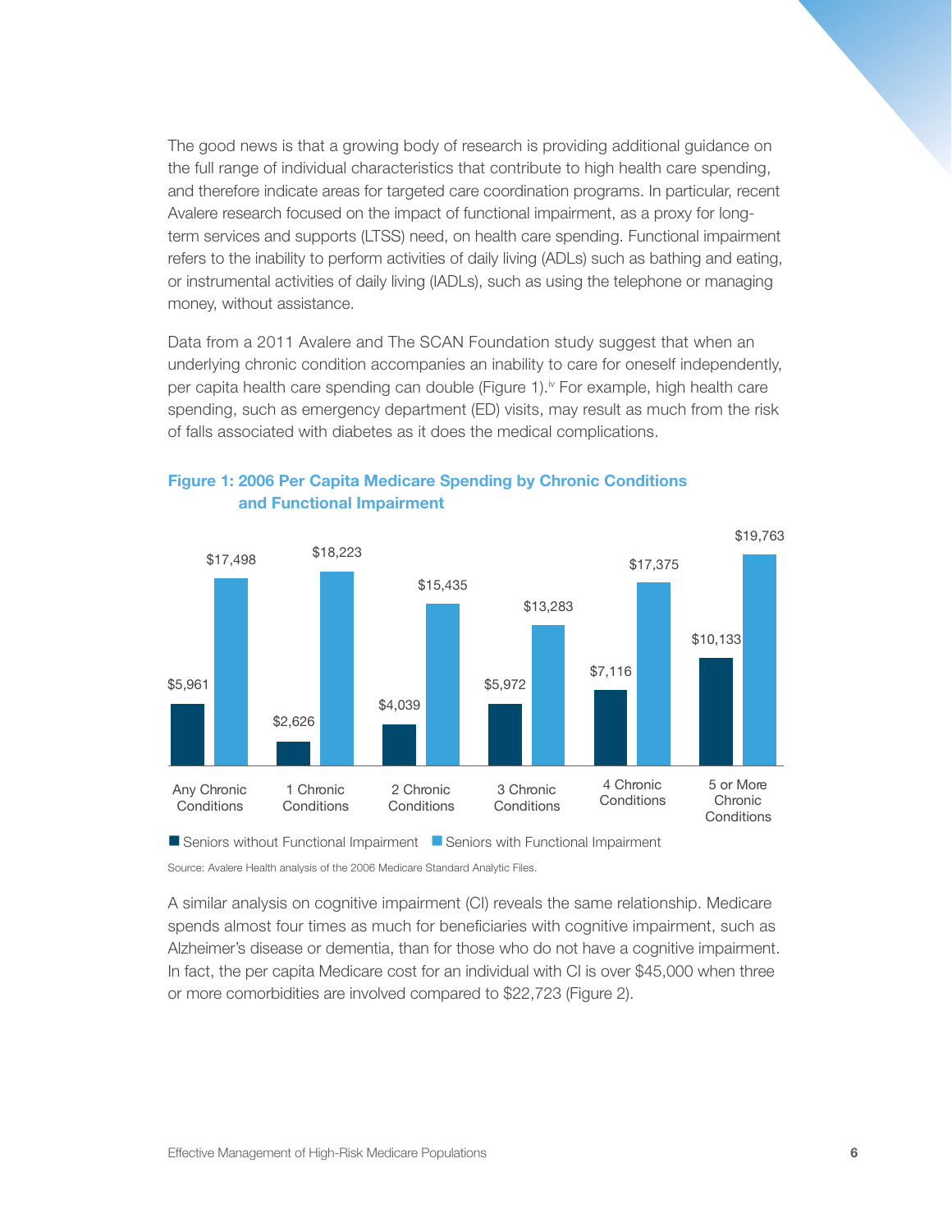The good news is that a growing body of research is providing additional guidance on the full range of individual characteristics that contribute to high health care spending, and therefore indicate areas for targeted care coordination programs. In particular, recent Avalere research focused on the impact of functional impairment, as a proxy for long-term services and supports (LTSS) need, on health care spending. Functional impairment refers to the inability to perform activities of daily living (ADLs) such as bathing and eating, or instrumental activities of daily living (IADLs), such as using the telephone or managing money, without assistance.

Data from a 2011 Avalere and The SCAN Foundation study suggest that when an underlying chronic condition accompanies an inability to care for oneself independently, per capita health care spending can double (Figure 1).[iv] For example, high health care spending, such as emergency department (ED) visits, may result as much from the risk of falls associated with diabetes as it does the medical complications.

**Figure 1: 2006 Per Capita Medicare Spending by Chronic Conditions and Functional Impairment**

| | Seniors without Functional Impairment | Seniors with Functional Impairment |
|---|---|---|
| Any Chronic Conditions | $5,961 | $17,498 |
| 1 Chronic Conditions | $2,626 | $18,223 |
| 2 Chronic Conditions | $4,039 | $15,435 |
| 3 Chronic Conditions | $5,972 | $13,283 |
| 4 Chronic Conditions | $7,116 | $17,375 |
| 5 or More Chronic Conditions | $10,133 | $19,763 |

Source: Avalere Health analysis of the 2006 Medicare Standard Analytic Files.

A similar analysis on cognitive impairment (CI) reveals the same relationship. Medicare spends almost four times as much for beneficiaries with cognitive impairment, such as Alzheimer's disease or dementia, than for those who do not have a cognitive impairment. In fact, the per capita Medicare cost for an individual with CI is over $45,000 when three or more comorbidities are involved compared to $22,723 (Figure 2).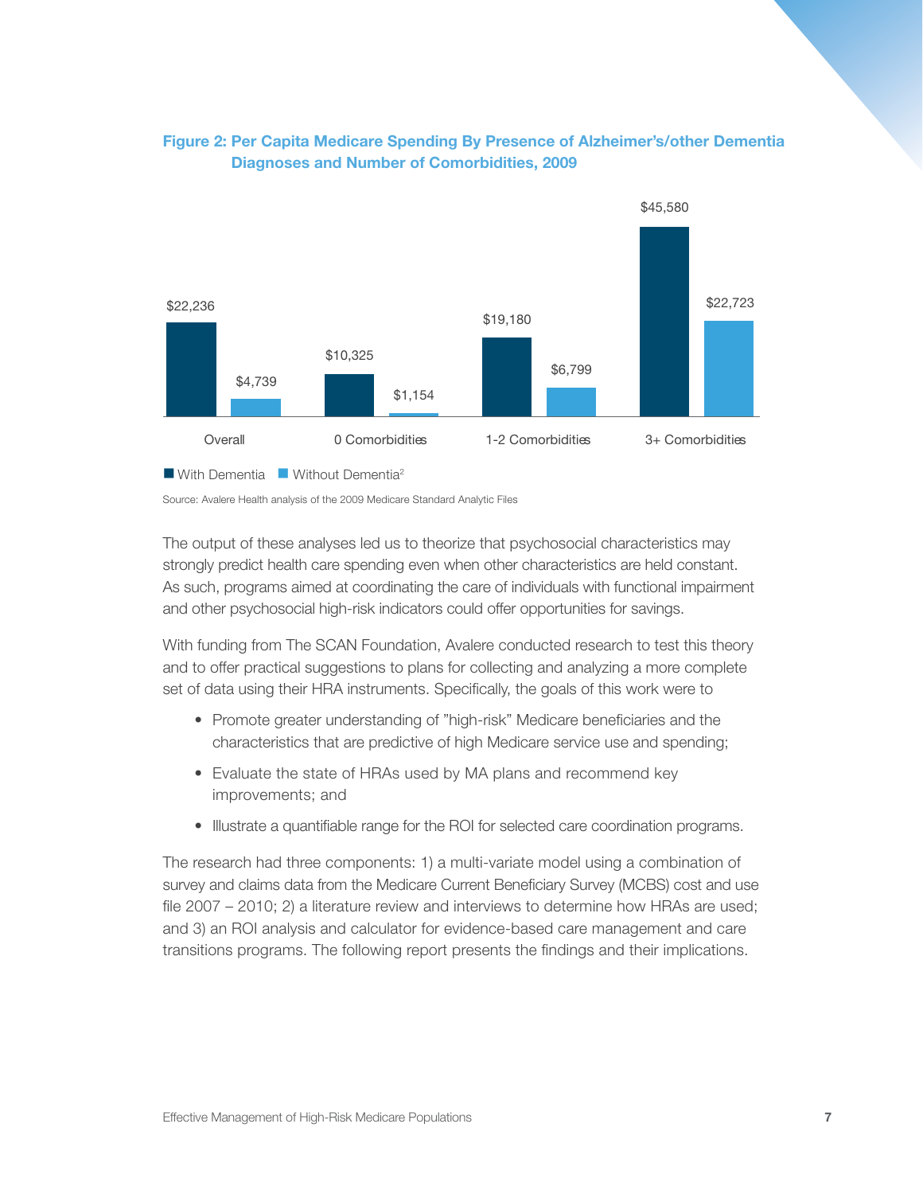**Figure 2: Per Capita Medicare Spending By Presence of Alzheimer's/other Dementia Diagnoses and Number of Comorbidities, 2009**

| | With Dementia | Without Dementia[2] |
|---|---|---|
| Overall | $22,236 | $4,739 |
| 0 Comorbidities | $10,325 | $1,154 |
| 1-2 Comorbidities | $19,180 | $6,799 |
| 3+ Comorbidities | $45,580 | $22,723 |

Source: Avalere Health analysis of the 2009 Medicare Standard Analytic Files

The output of these analyses led us to theorize that psychosocial characteristics may strongly predict health care spending even when other characteristics are held constant. As such, programs aimed at coordinating the care of individuals with functional impairment and other psychosocial high-risk indicators could offer opportunities for savings.

With funding from The SCAN Foundation, Avalere conducted research to test this theory and to offer practical suggestions to plans for collecting and analyzing a more complete set of data using their HRA instruments. Specifically, the goals of this work were to

- Promote greater understanding of "high-risk" Medicare beneficiaries and the characteristics that are predictive of high Medicare service use and spending;
- Evaluate the state of HRAs used by MA plans and recommend key improvements; and
- Illustrate a quantifiable range for the ROI for selected care coordination programs.

The research had three components: 1) a multi-variate model using a combination of survey and claims data from the Medicare Current Beneficiary Survey (MCBS) cost and use file 2007 – 2010; 2) a literature review and interviews to determine how HRAs are used; and 3) an ROI analysis and calculator for evidence-based care management and care transitions programs. The following report presents the findings and their implications.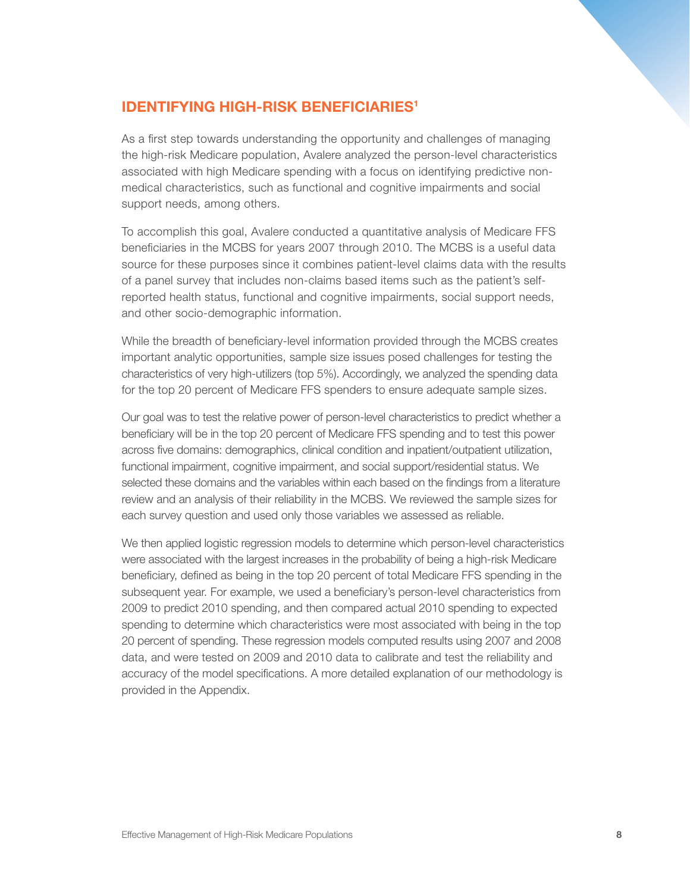## IDENTIFYING HIGH-RISK BENEFICIARIES[1]

As a first step towards understanding the opportunity and challenges of managing the high-risk Medicare population, Avalere analyzed the person-level characteristics associated with high Medicare spending with a focus on identifying predictive non-medical characteristics, such as functional and cognitive impairments and social support needs, among others.

To accomplish this goal, Avalere conducted a quantitative analysis of Medicare FFS beneficiaries in the MCBS for years 2007 through 2010. The MCBS is a useful data source for these purposes since it combines patient-level claims data with the results of a panel survey that includes non-claims based items such as the patient's self-reported health status, functional and cognitive impairments, social support needs, and other socio-demographic information.

While the breadth of beneficiary-level information provided through the MCBS creates important analytic opportunities, sample size issues posed challenges for testing the characteristics of very high-utilizers (top 5%). Accordingly, we analyzed the spending data for the top 20 percent of Medicare FFS spenders to ensure adequate sample sizes.

Our goal was to test the relative power of person-level characteristics to predict whether a beneficiary will be in the top 20 percent of Medicare FFS spending and to test this power across five domains: demographics, clinical condition and inpatient/outpatient utilization, functional impairment, cognitive impairment, and social support/residential status. We selected these domains and the variables within each based on the findings from a literature review and an analysis of their reliability in the MCBS. We reviewed the sample sizes for each survey question and used only those variables we assessed as reliable.

We then applied logistic regression models to determine which person-level characteristics were associated with the largest increases in the probability of being a high-risk Medicare beneficiary, defined as being in the top 20 percent of total Medicare FFS spending in the subsequent year. For example, we used a beneficiary's person-level characteristics from 2009 to predict 2010 spending, and then compared actual 2010 spending to expected spending to determine which characteristics were most associated with being in the top 20 percent of spending. These regression models computed results using 2007 and 2008 data, and were tested on 2009 and 2010 data to calibrate and test the reliability and accuracy of the model specifications. A more detailed explanation of our methodology is provided in the Appendix.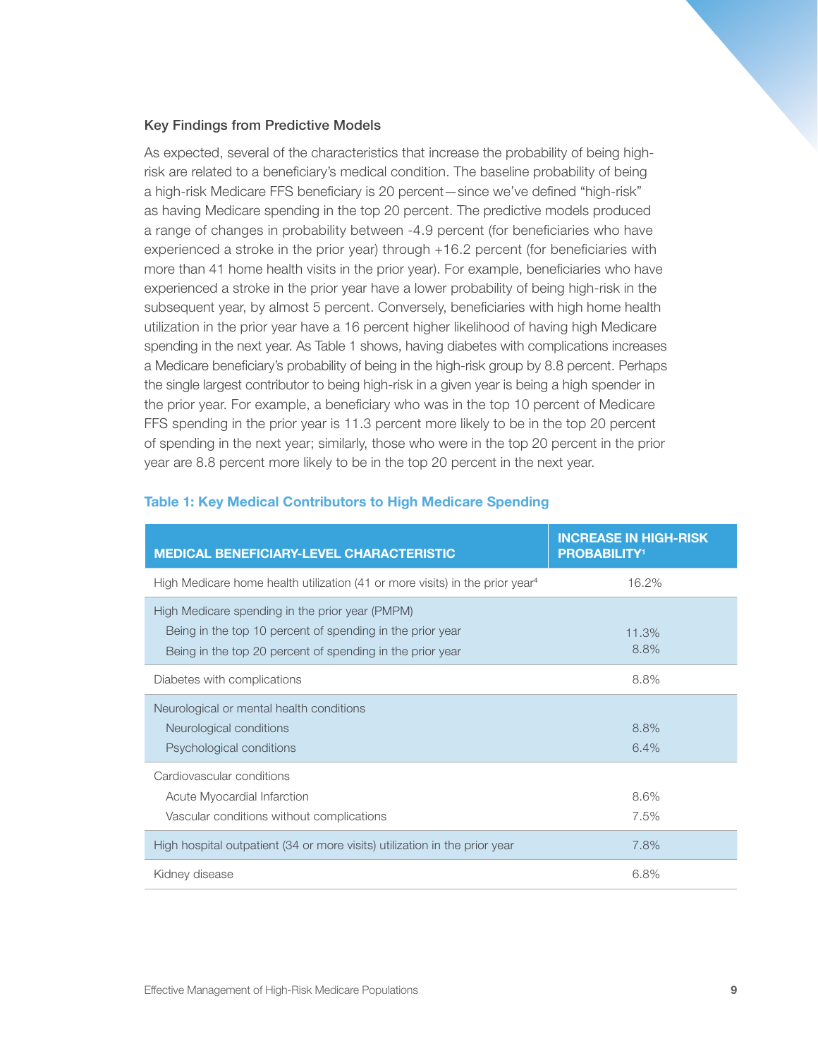### Key Findings from Predictive Models

As expected, several of the characteristics that increase the probability of being high-risk are related to a beneficiary's medical condition. The baseline probability of being a high-risk Medicare FFS beneficiary is 20 percent—since we've defined "high-risk" as having Medicare spending in the top 20 percent. The predictive models produced a range of changes in probability between -4.9 percent (for beneficiaries who have experienced a stroke in the prior year) through +16.2 percent (for beneficiaries with more than 41 home health visits in the prior year). For example, beneficiaries who have experienced a stroke in the prior year have a lower probability of being high-risk in the subsequent year, by almost 5 percent. Conversely, beneficiaries with high home health utilization in the prior year have a 16 percent higher likelihood of having high Medicare spending in the next year. As Table 1 shows, having diabetes with complications increases a Medicare beneficiary's probability of being in the high-risk group by 8.8 percent. Perhaps the single largest contributor to being high-risk in a given year is being a high spender in the prior year. For example, a beneficiary who was in the top 10 percent of Medicare FFS spending in the prior year is 11.3 percent more likely to be in the top 20 percent of spending in the next year; similarly, those who were in the top 20 percent in the prior year are 8.8 percent more likely to be in the top 20 percent in the next year.

**Table 1: Key Medical Contributors to High Medicare Spending**

| MEDICAL BENEFICIARY-LEVEL CHARACTERISTIC | INCREASE IN HIGH-RISK PROBABILITY[1] |
|---|---|
| High Medicare home health utilization (41 or more visits) in the prior year[4] | 16.2% |
| High Medicare spending in the prior year (PMPM) | |
| Being in the top 10 percent of spending in the prior year | 11.3% |
| Being in the top 20 percent of spending in the prior year | 8.8% |
| Diabetes with complications | 8.8% |
| Neurological or mental health conditions | |
| Neurological conditions | 8.8% |
| Psychological conditions | 6.4% |
| Cardiovascular conditions | |
| Acute Myocardial Infarction | 8.6% |
| Vascular conditions without complications | 7.5% |
| High hospital outpatient (34 or more visits) utilization in the prior year | 7.8% |
| Kidney disease | 6.8% |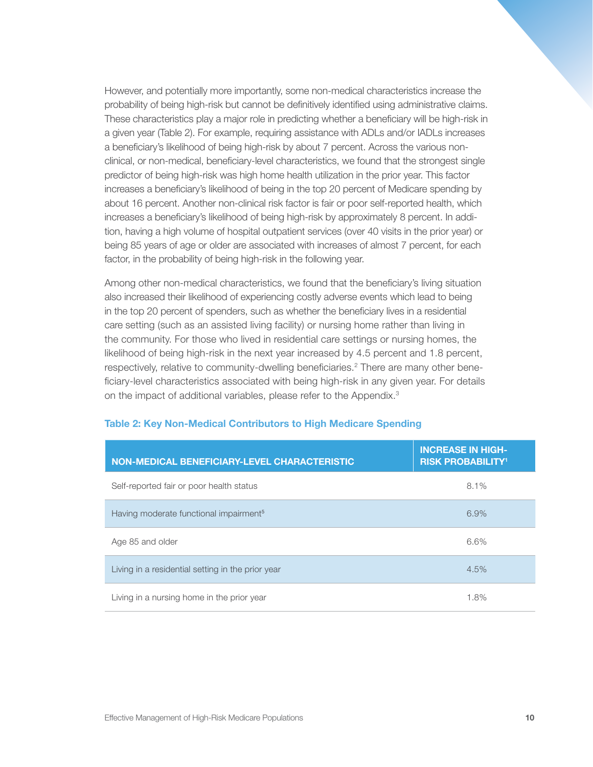However, and potentially more importantly, some non-medical characteristics increase the probability of being high-risk but cannot be definitively identified using administrative claims. These characteristics play a major role in predicting whether a beneficiary will be high-risk in a given year (Table 2). For example, requiring assistance with ADLs and/or IADLs increases a beneficiary's likelihood of being high-risk by about 7 percent. Across the various non-clinical, or non-medical, beneficiary-level characteristics, we found that the strongest single predictor of being high-risk was high home health utilization in the prior year. This factor increases a beneficiary's likelihood of being in the top 20 percent of Medicare spending by about 16 percent. Another non-clinical risk factor is fair or poor self-reported health, which increases a beneficiary's likelihood of being high-risk by approximately 8 percent. In addition, having a high volume of hospital outpatient services (over 40 visits in the prior year) or being 85 years of age or older are associated with increases of almost 7 percent, for each factor, in the probability of being high-risk in the following year.

Among other non-medical characteristics, we found that the beneficiary's living situation also increased their likelihood of experiencing costly adverse events which lead to being in the top 20 percent of spenders, such as whether the beneficiary lives in a residential care setting (such as an assisted living facility) or nursing home rather than living in the community. For those who lived in residential care settings or nursing homes, the likelihood of being high-risk in the next year increased by 4.5 percent and 1.8 percent, respectively, relative to community-dwelling beneficiaries.[2] There are many other beneficiary-level characteristics associated with being high-risk in any given year. For details on the impact of additional variables, please refer to the Appendix.[3]

**Table 2: Key Non-Medical Contributors to High Medicare Spending**

| NON-MEDICAL BENEFICIARY-LEVEL CHARACTERISTIC | INCREASE IN HIGH-RISK PROBABILITY[1] |
|---|---|
| Self-reported fair or poor health status | 8.1% |
| Having moderate functional impairment[5] | 6.9% |
| Age 85 and older | 6.6% |
| Living in a residential setting in the prior year | 4.5% |
| Living in a nursing home in the prior year | 1.8% |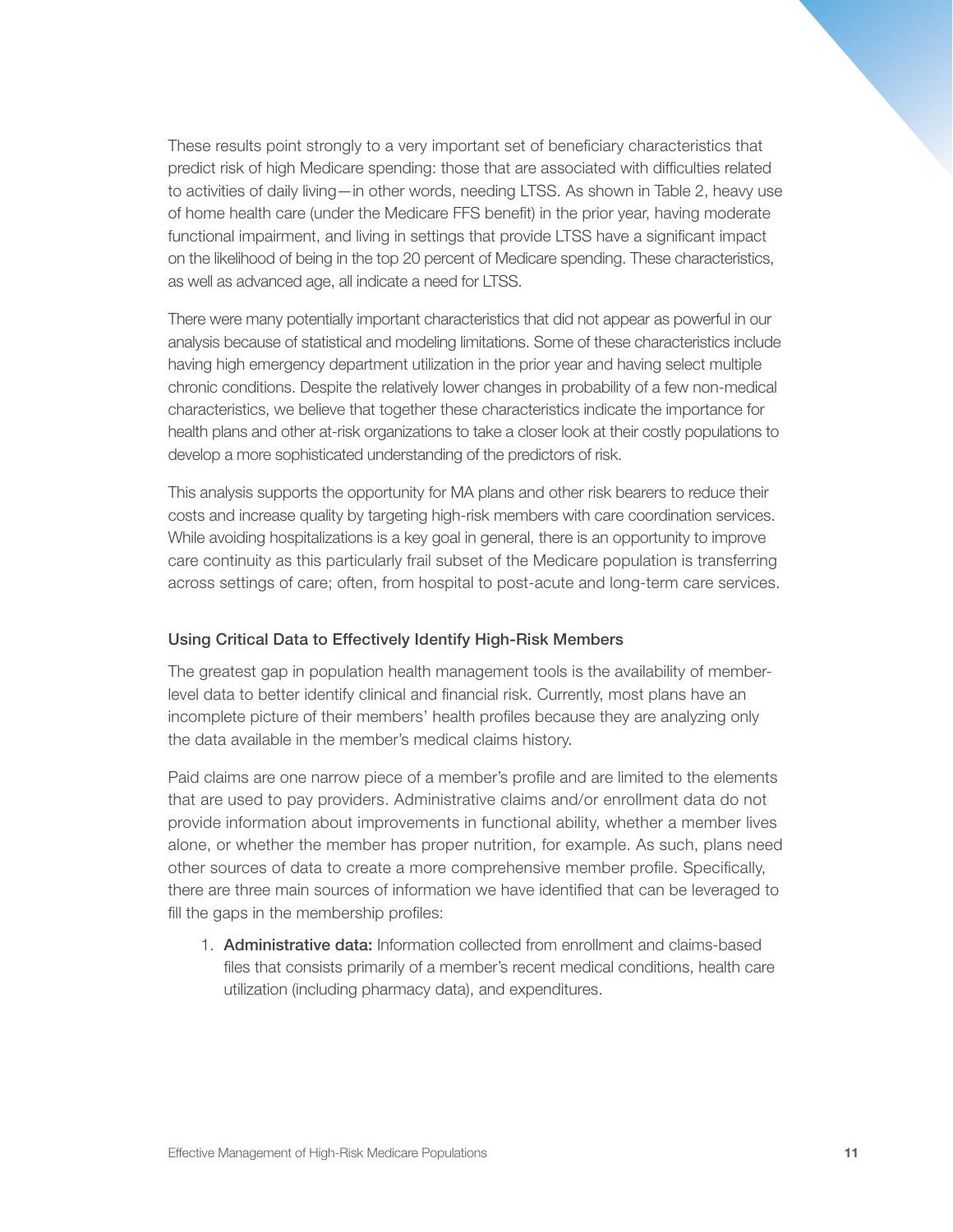These results point strongly to a very important set of beneficiary characteristics that predict risk of high Medicare spending: those that are associated with difficulties related to activities of daily living—in other words, needing LTSS. As shown in Table 2, heavy use of home health care (under the Medicare FFS benefit) in the prior year, having moderate functional impairment, and living in settings that provide LTSS have a significant impact on the likelihood of being in the top 20 percent of Medicare spending. These characteristics, as well as advanced age, all indicate a need for LTSS.

There were many potentially important characteristics that did not appear as powerful in our analysis because of statistical and modeling limitations. Some of these characteristics include having high emergency department utilization in the prior year and having select multiple chronic conditions. Despite the relatively lower changes in probability of a few non-medical characteristics, we believe that together these characteristics indicate the importance for health plans and other at-risk organizations to take a closer look at their costly populations to develop a more sophisticated understanding of the predictors of risk.

This analysis supports the opportunity for MA plans and other risk bearers to reduce their costs and increase quality by targeting high-risk members with care coordination services. While avoiding hospitalizations is a key goal in general, there is an opportunity to improve care continuity as this particularly frail subset of the Medicare population is transferring across settings of care; often, from hospital to post-acute and long-term care services.

### Using Critical Data to Effectively Identify High-Risk Members

The greatest gap in population health management tools is the availability of member-level data to better identify clinical and financial risk. Currently, most plans have an incomplete picture of their members' health profiles because they are analyzing only the data available in the member's medical claims history.

Paid claims are one narrow piece of a member's profile and are limited to the elements that are used to pay providers. Administrative claims and/or enrollment data do not provide information about improvements in functional ability, whether a member lives alone, or whether the member has proper nutrition, for example. As such, plans need other sources of data to create a more comprehensive member profile. Specifically, there are three main sources of information we have identified that can be leveraged to fill the gaps in the membership profiles:

1. **Administrative data:** Information collected from enrollment and claims-based files that consists primarily of a member's recent medical conditions, health care utilization (including pharmacy data), and expenditures.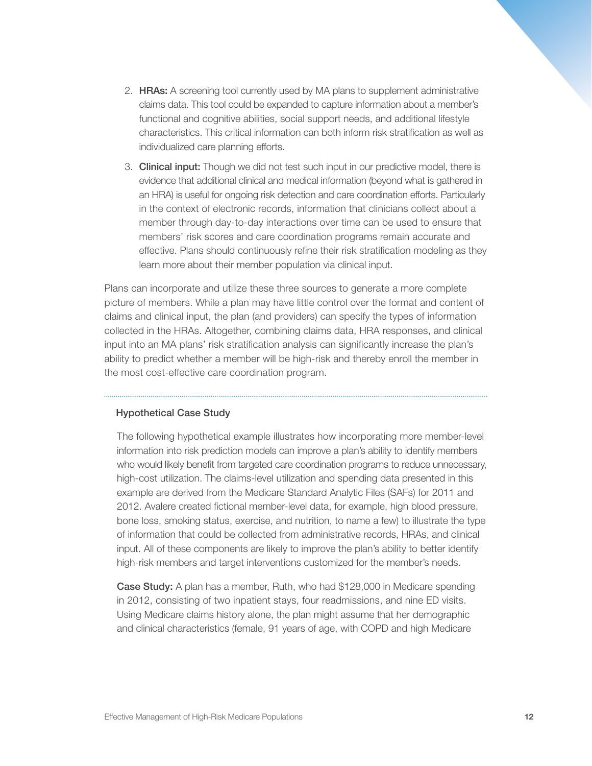2. **HRAs:** A screening tool currently used by MA plans to supplement administrative claims data. This tool could be expanded to capture information about a member's functional and cognitive abilities, social support needs, and additional lifestyle characteristics. This critical information can both inform risk stratification as well as individualized care planning efforts.

3. **Clinical input:** Though we did not test such input in our predictive model, there is evidence that additional clinical and medical information (beyond what is gathered in an HRA) is useful for ongoing risk detection and care coordination efforts. Particularly in the context of electronic records, information that clinicians collect about a member through day-to-day interactions over time can be used to ensure that members' risk scores and care coordination programs remain accurate and effective. Plans should continuously refine their risk stratification modeling as they learn more about their member population via clinical input.

Plans can incorporate and utilize these three sources to generate a more complete picture of members. While a plan may have little control over the format and content of claims and clinical input, the plan (and providers) can specify the types of information collected in the HRAs. Altogether, combining claims data, HRA responses, and clinical input into an MA plans' risk stratification analysis can significantly increase the plan's ability to predict whether a member will be high-risk and thereby enroll the member in the most cost-effective care coordination program.

### Hypothetical Case Study

The following hypothetical example illustrates how incorporating more member-level information into risk prediction models can improve a plan's ability to identify members who would likely benefit from targeted care coordination programs to reduce unnecessary, high-cost utilization. The claims-level utilization and spending data presented in this example are derived from the Medicare Standard Analytic Files (SAFs) for 2011 and 2012. Avalere created fictional member-level data, for example, high blood pressure, bone loss, smoking status, exercise, and nutrition, to name a few) to illustrate the type of information that could be collected from administrative records, HRAs, and clinical input. All of these components are likely to improve the plan's ability to better identify high-risk members and target interventions customized for the member's needs.

**Case Study:** A plan has a member, Ruth, who had $128,000 in Medicare spending in 2012, consisting of two inpatient stays, four readmissions, and nine ED visits. Using Medicare claims history alone, the plan might assume that her demographic and clinical characteristics (female, 91 years of age, with COPD and high Medicare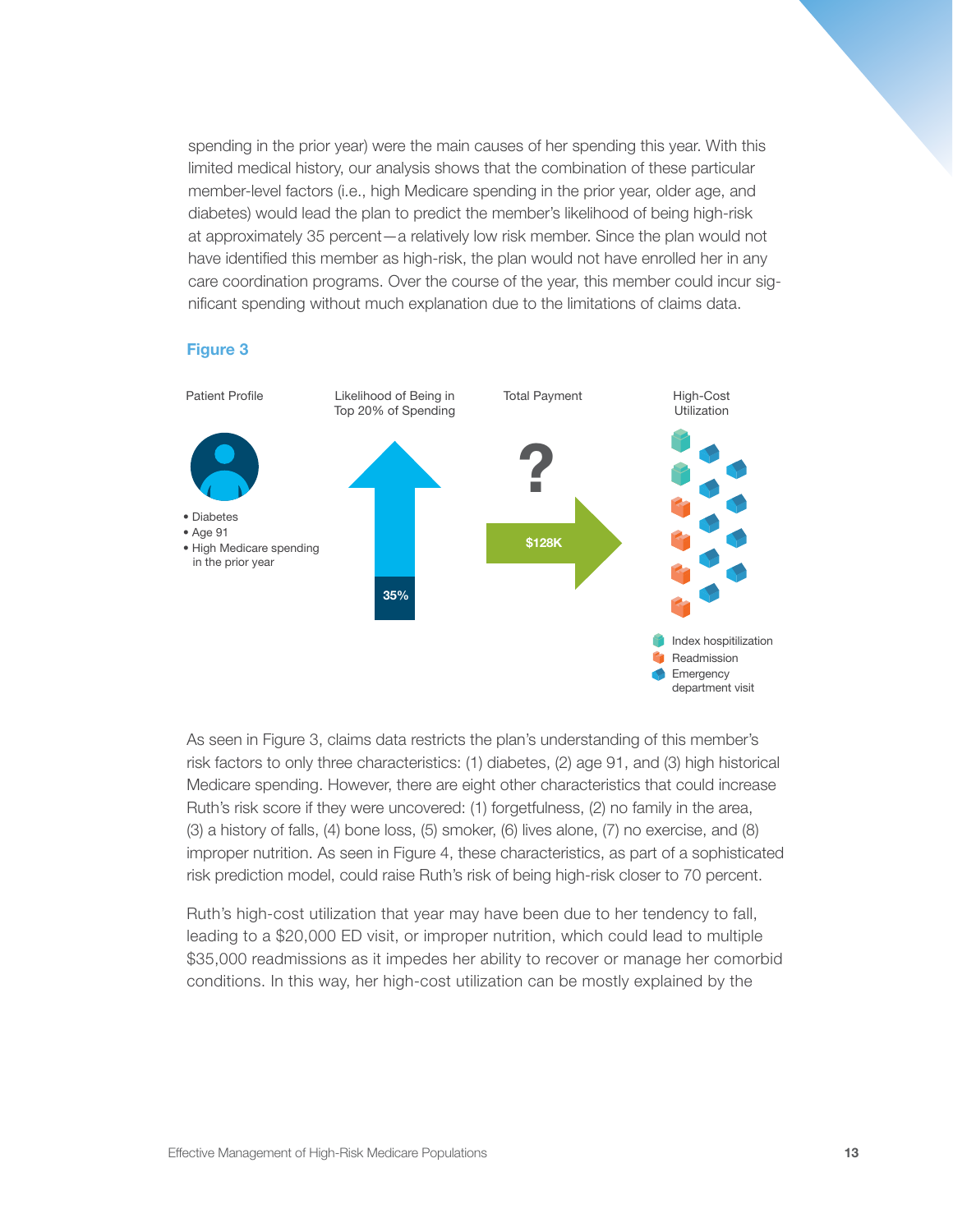spending in the prior year) were the main causes of her spending this year. With this limited medical history, our analysis shows that the combination of these particular member-level factors (i.e., high Medicare spending in the prior year, older age, and diabetes) would lead the plan to predict the member's likelihood of being high-risk at approximately 35 percent—a relatively low risk member. Since the plan would not have identified this member as high-risk, the plan would not have enrolled her in any care coordination programs. Over the course of the year, this member could incur significant spending without much explanation due to the limitations of claims data.

**Figure 3**

Patient Profile

- Diabetes
- Age 91
- High Medicare spending in the prior year

Likelihood of Being in Top 20% of Spending

35%

Total Payment

?

$128K

High-Cost Utilization

- Index hospitilization
- Readmission
- Emergency department visit

As seen in Figure 3, claims data restricts the plan's understanding of this member's risk factors to only three characteristics: (1) diabetes, (2) age 91, and (3) high historical Medicare spending. However, there are eight other characteristics that could increase Ruth's risk score if they were uncovered: (1) forgetfulness, (2) no family in the area, (3) a history of falls, (4) bone loss, (5) smoker, (6) lives alone, (7) no exercise, and (8) improper nutrition. As seen in Figure 4, these characteristics, as part of a sophisticated risk prediction model, could raise Ruth's risk of being high-risk closer to 70 percent.

Ruth's high-cost utilization that year may have been due to her tendency to fall, leading to a $20,000 ED visit, or improper nutrition, which could lead to multiple $35,000 readmissions as it impedes her ability to recover or manage her comorbid conditions. In this way, her high-cost utilization can be mostly explained by the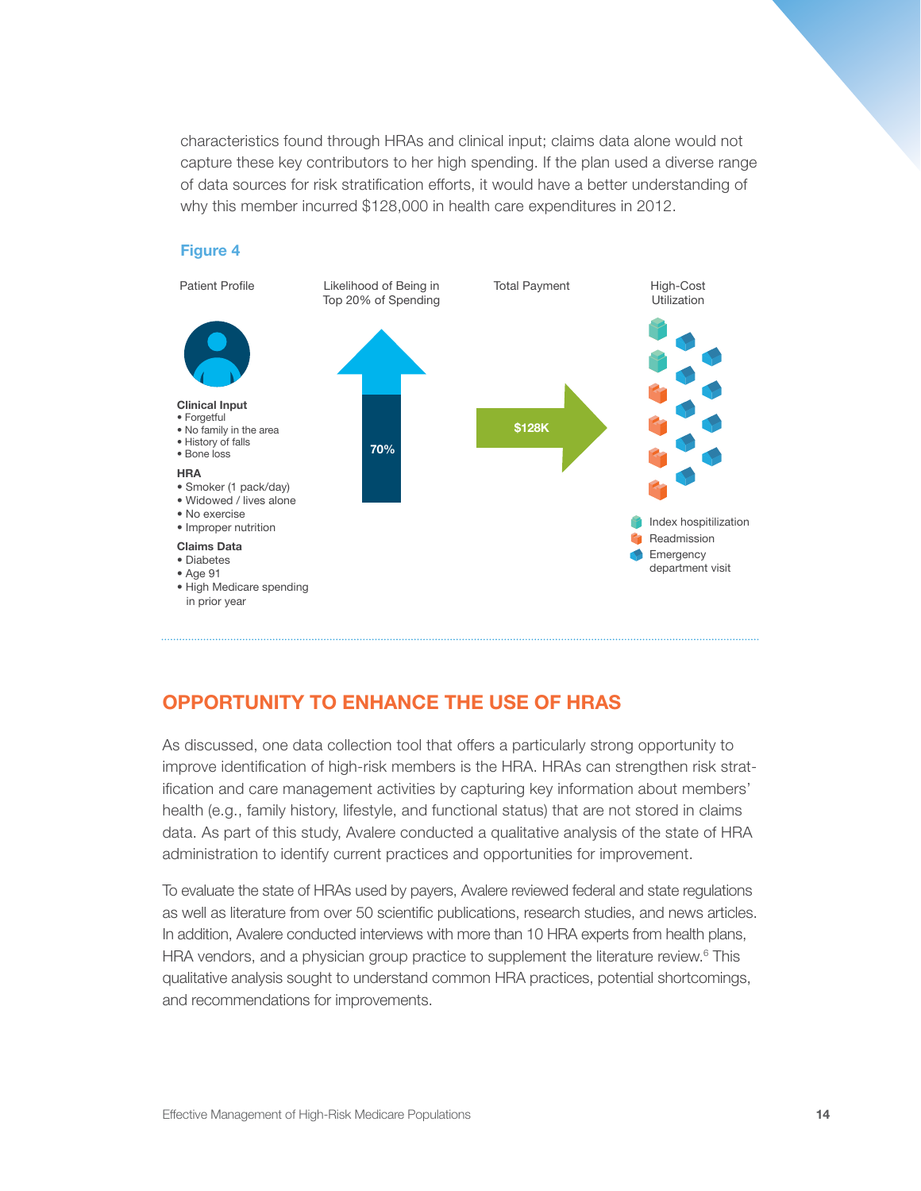characteristics found through HRAs and clinical input; claims data alone would not capture these key contributors to her high spending. If the plan used a diverse range of data sources for risk stratification efforts, it would have a better understanding of why this member incurred $128,000 in health care expenditures in 2012.

**Figure 4**

Patient Profile

**Clinical Input**
- Forgetful
- No family in the area
- History of falls
- Bone loss

**HRA**
- Smoker (1 pack/day)
- Widowed / lives alone
- No exercise
- Improper nutrition

**Claims Data**
- Diabetes
- Age 91
- High Medicare spending in prior year

Likelihood of Being in Top 20% of Spending

70%

Total Payment

$128K

High-Cost Utilization

- Index hospitilization
- Readmission
- Emergency department visit

## OPPORTUNITY TO ENHANCE THE USE OF HRAS

As discussed, one data collection tool that offers a particularly strong opportunity to improve identification of high-risk members is the HRA. HRAs can strengthen risk stratification and care management activities by capturing key information about members' health (e.g., family history, lifestyle, and functional status) that are not stored in claims data. As part of this study, Avalere conducted a qualitative analysis of the state of HRA administration to identify current practices and opportunities for improvement.

To evaluate the state of HRAs used by payers, Avalere reviewed federal and state regulations as well as literature from over 50 scientific publications, research studies, and news articles. In addition, Avalere conducted interviews with more than 10 HRA experts from health plans, HRA vendors, and a physician group practice to supplement the literature review.[6] This qualitative analysis sought to understand common HRA practices, potential shortcomings, and recommendations for improvements.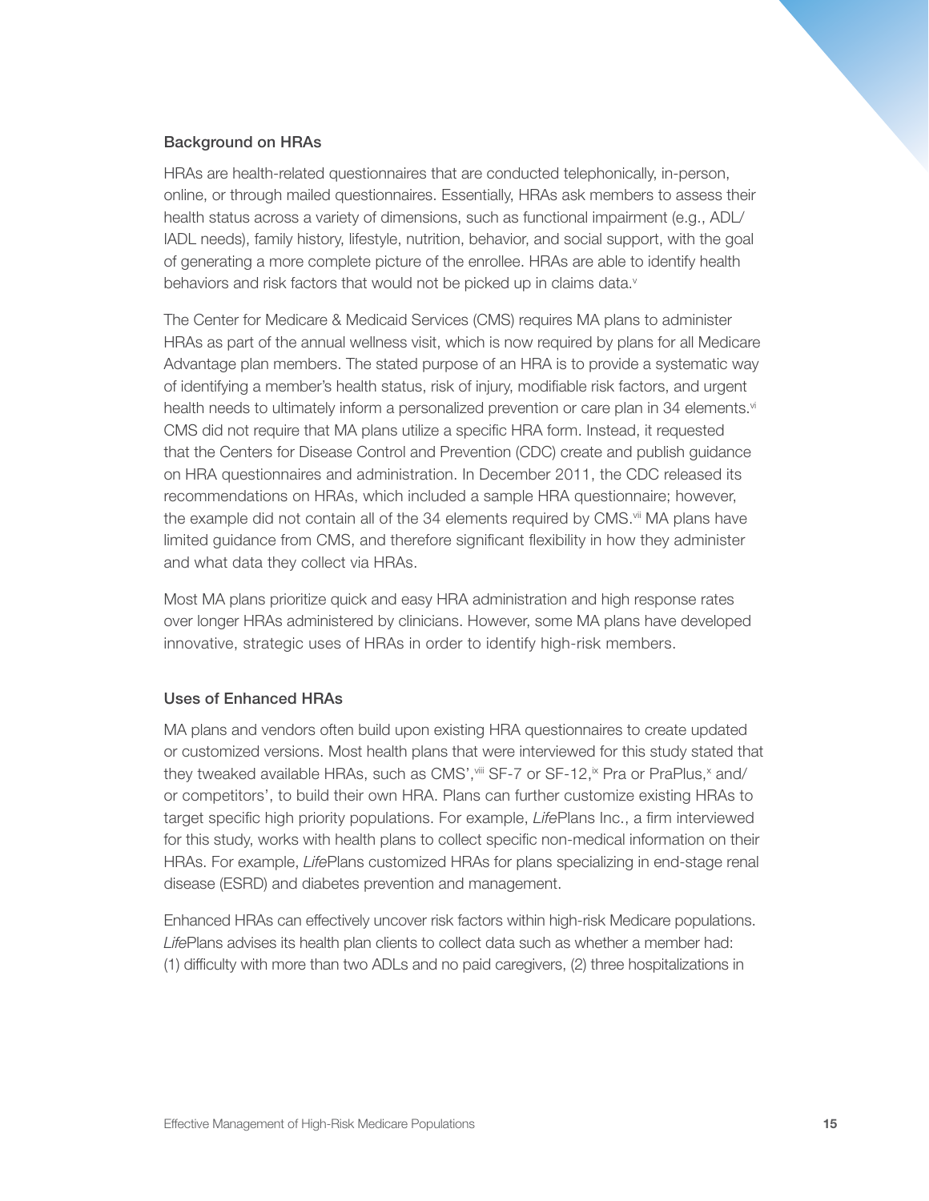## Background on HRAs

HRAs are health-related questionnaires that are conducted telephonically, in-person, online, or through mailed questionnaires. Essentially, HRAs ask members to assess their health status across a variety of dimensions, such as functional impairment (e.g., ADL/IADL needs), family history, lifestyle, nutrition, behavior, and social support, with the goal of generating a more complete picture of the enrollee. HRAs are able to identify health behaviors and risk factors that would not be picked up in claims data.[v]

The Center for Medicare & Medicaid Services (CMS) requires MA plans to administer HRAs as part of the annual wellness visit, which is now required by plans for all Medicare Advantage plan members. The stated purpose of an HRA is to provide a systematic way of identifying a member's health status, risk of injury, modifiable risk factors, and urgent health needs to ultimately inform a personalized prevention or care plan in 34 elements.[vi] CMS did not require that MA plans utilize a specific HRA form. Instead, it requested that the Centers for Disease Control and Prevention (CDC) create and publish guidance on HRA questionnaires and administration. In December 2011, the CDC released its recommendations on HRAs, which included a sample HRA questionnaire; however, the example did not contain all of the 34 elements required by CMS.[vii] MA plans have limited guidance from CMS, and therefore significant flexibility in how they administer and what data they collect via HRAs.

Most MA plans prioritize quick and easy HRA administration and high response rates over longer HRAs administered by clinicians. However, some MA plans have developed innovative, strategic uses of HRAs in order to identify high-risk members.

## Uses of Enhanced HRAs

MA plans and vendors often build upon existing HRA questionnaires to create updated or customized versions. Most health plans that were interviewed for this study stated that they tweaked available HRAs, such as CMS',[viii] SF-7 or SF-12,[ix] Pra or PraPlus,[x] and/or competitors', to build their own HRA. Plans can further customize existing HRAs to target specific high priority populations. For example, *Life*Plans Inc., a firm interviewed for this study, works with health plans to collect specific non-medical information on their HRAs. For example, *Life*Plans customized HRAs for plans specializing in end-stage renal disease (ESRD) and diabetes prevention and management.

Enhanced HRAs can effectively uncover risk factors within high-risk Medicare populations. *Life*Plans advises its health plan clients to collect data such as whether a member had: (1) difficulty with more than two ADLs and no paid caregivers, (2) three hospitalizations in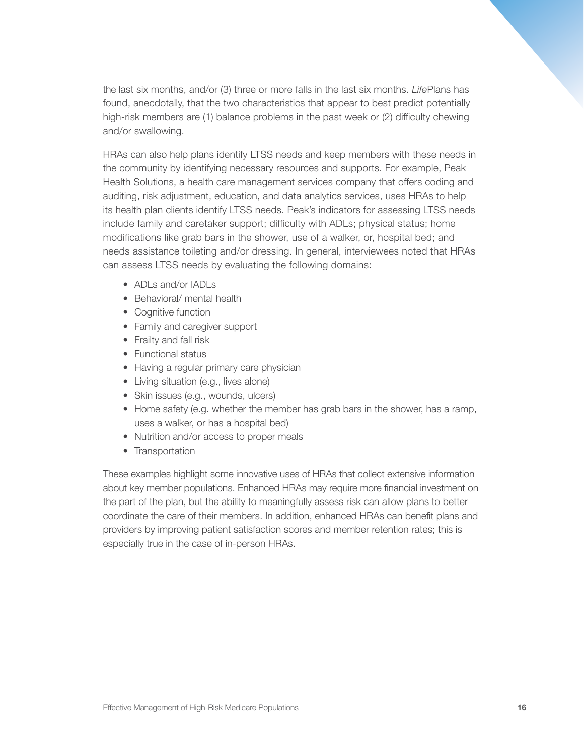the last six months, and/or (3) three or more falls in the last six months. *Life*Plans has found, anecdotally, that the two characteristics that appear to best predict potentially high-risk members are (1) balance problems in the past week or (2) difficulty chewing and/or swallowing.

HRAs can also help plans identify LTSS needs and keep members with these needs in the community by identifying necessary resources and supports. For example, Peak Health Solutions, a health care management services company that offers coding and auditing, risk adjustment, education, and data analytics services, uses HRAs to help its health plan clients identify LTSS needs. Peak's indicators for assessing LTSS needs include family and caretaker support; difficulty with ADLs; physical status; home modifications like grab bars in the shower, use of a walker, or, hospital bed; and needs assistance toileting and/or dressing. In general, interviewees noted that HRAs can assess LTSS needs by evaluating the following domains:

- ADLs and/or IADLs
- Behavioral/ mental health
- Cognitive function
- Family and caregiver support
- Frailty and fall risk
- Functional status
- Having a regular primary care physician
- Living situation (e.g., lives alone)
- Skin issues (e.g., wounds, ulcers)
- Home safety (e.g. whether the member has grab bars in the shower, has a ramp, uses a walker, or has a hospital bed)
- Nutrition and/or access to proper meals
- Transportation

These examples highlight some innovative uses of HRAs that collect extensive information about key member populations. Enhanced HRAs may require more financial investment on the part of the plan, but the ability to meaningfully assess risk can allow plans to better coordinate the care of their members. In addition, enhanced HRAs can benefit plans and providers by improving patient satisfaction scores and member retention rates; this is especially true in the case of in-person HRAs.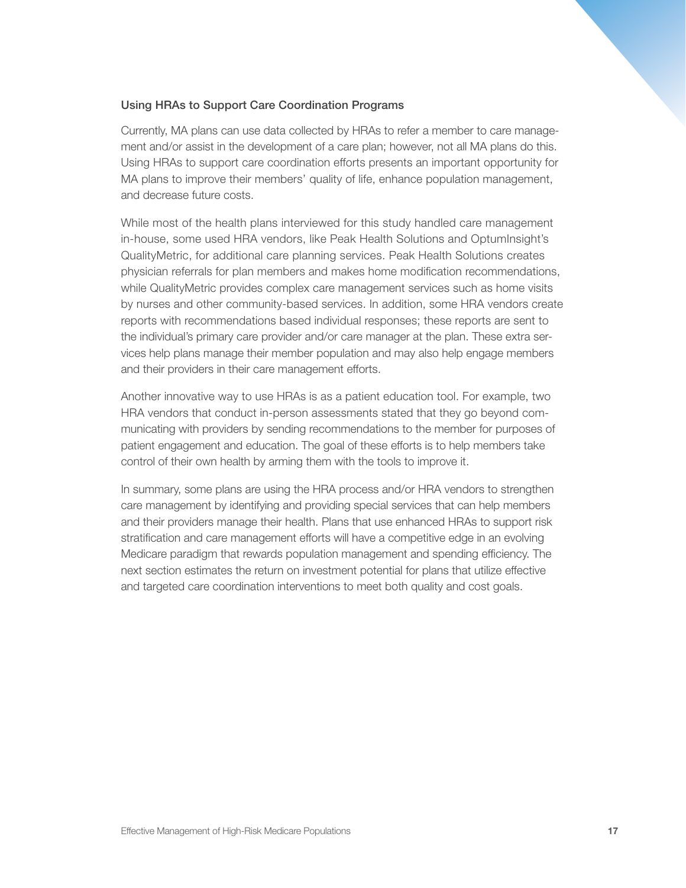### Using HRAs to Support Care Coordination Programs

Currently, MA plans can use data collected by HRAs to refer a member to care management and/or assist in the development of a care plan; however, not all MA plans do this. Using HRAs to support care coordination efforts presents an important opportunity for MA plans to improve their members' quality of life, enhance population management, and decrease future costs.

While most of the health plans interviewed for this study handled care management in-house, some used HRA vendors, like Peak Health Solutions and OptumInsight's QualityMetric, for additional care planning services. Peak Health Solutions creates physician referrals for plan members and makes home modification recommendations, while QualityMetric provides complex care management services such as home visits by nurses and other community-based services. In addition, some HRA vendors create reports with recommendations based individual responses; these reports are sent to the individual's primary care provider and/or care manager at the plan. These extra services help plans manage their member population and may also help engage members and their providers in their care management efforts.

Another innovative way to use HRAs is as a patient education tool. For example, two HRA vendors that conduct in-person assessments stated that they go beyond communicating with providers by sending recommendations to the member for purposes of patient engagement and education. The goal of these efforts is to help members take control of their own health by arming them with the tools to improve it.

In summary, some plans are using the HRA process and/or HRA vendors to strengthen care management by identifying and providing special services that can help members and their providers manage their health. Plans that use enhanced HRAs to support risk stratification and care management efforts will have a competitive edge in an evolving Medicare paradigm that rewards population management and spending efficiency. The next section estimates the return on investment potential for plans that utilize effective and targeted care coordination interventions to meet both quality and cost goals.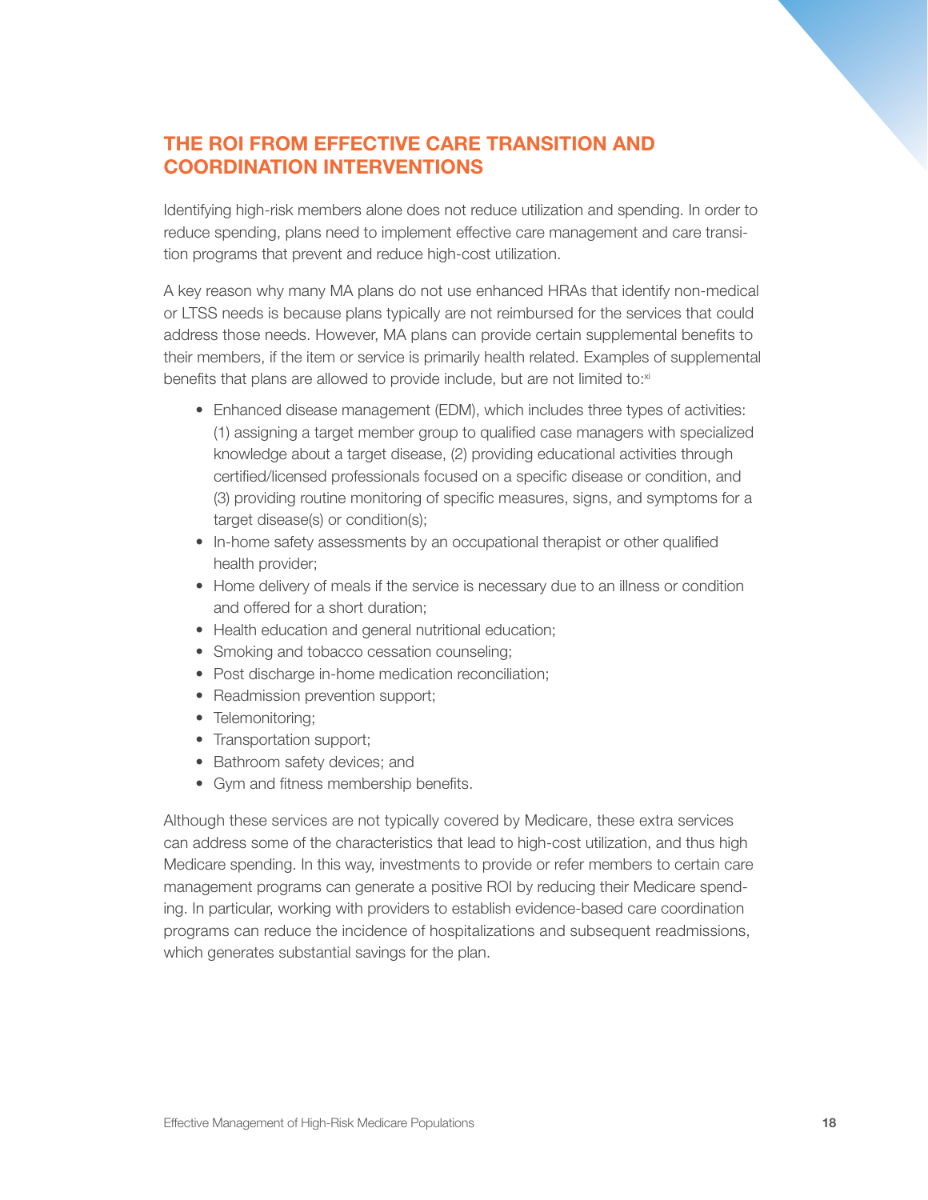## THE ROI FROM EFFECTIVE CARE TRANSITION AND COORDINATION INTERVENTIONS

Identifying high-risk members alone does not reduce utilization and spending. In order to reduce spending, plans need to implement effective care management and care transition programs that prevent and reduce high-cost utilization.

A key reason why many MA plans do not use enhanced HRAs that identify non-medical or LTSS needs is because plans typically are not reimbursed for the services that could address those needs. However, MA plans can provide certain supplemental benefits to their members, if the item or service is primarily health related. Examples of supplemental benefits that plans are allowed to provide include, but are not limited to:[xi]

- Enhanced disease management (EDM), which includes three types of activities: (1) assigning a target member group to qualified case managers with specialized knowledge about a target disease, (2) providing educational activities through certified/licensed professionals focused on a specific disease or condition, and (3) providing routine monitoring of specific measures, signs, and symptoms for a target disease(s) or condition(s);
- In-home safety assessments by an occupational therapist or other qualified health provider;
- Home delivery of meals if the service is necessary due to an illness or condition and offered for a short duration;
- Health education and general nutritional education;
- Smoking and tobacco cessation counseling;
- Post discharge in-home medication reconciliation;
- Readmission prevention support;
- Telemonitoring;
- Transportation support;
- Bathroom safety devices; and
- Gym and fitness membership benefits.

Although these services are not typically covered by Medicare, these extra services can address some of the characteristics that lead to high-cost utilization, and thus high Medicare spending. In this way, investments to provide or refer members to certain care management programs can generate a positive ROI by reducing their Medicare spending. In particular, working with providers to establish evidence-based care coordination programs can reduce the incidence of hospitalizations and subsequent readmissions, which generates substantial savings for the plan.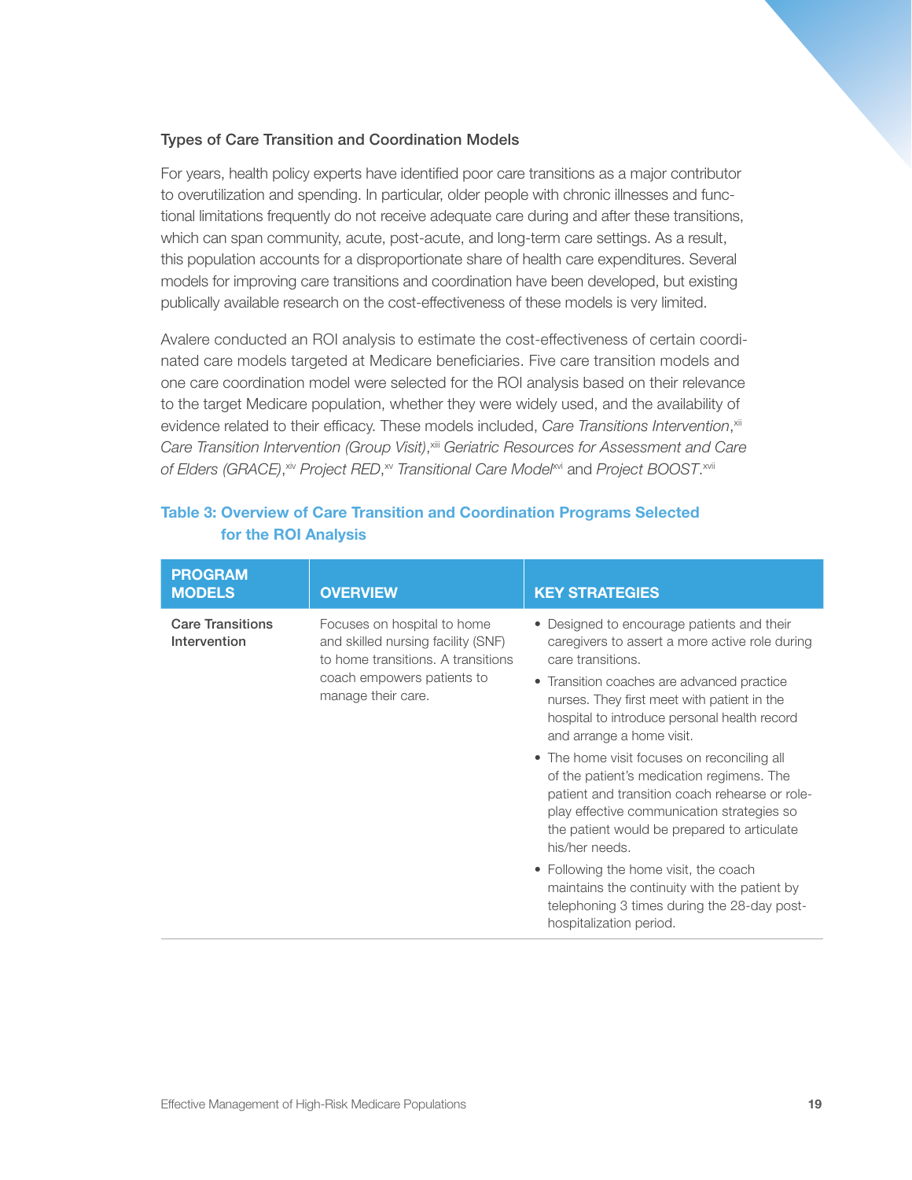### Types of Care Transition and Coordination Models

For years, health policy experts have identified poor care transitions as a major contributor to overutilization and spending. In particular, older people with chronic illnesses and functional limitations frequently do not receive adequate care during and after these transitions, which can span community, acute, post-acute, and long-term care settings. As a result, this population accounts for a disproportionate share of health care expenditures. Several models for improving care transitions and coordination have been developed, but existing publically available research on the cost-effectiveness of these models is very limited.

Avalere conducted an ROI analysis to estimate the cost-effectiveness of certain coordinated care models targeted at Medicare beneficiaries. Five care transition models and one care coordination model were selected for the ROI analysis based on their relevance to the target Medicare population, whether they were widely used, and the availability of evidence related to their efficacy. These models included, *Care Transitions Intervention*,[xii] *Care Transition Intervention (Group Visit)*,[xiii] *Geriatric Resources for Assessment and Care of Elders (GRACE)*,[xiv] *Project RED*,[xv] *Transitional Care Model*[xvi] and *Project BOOST*.[xvii]

**Table 3: Overview of Care Transition and Coordination Programs Selected for the ROI Analysis**

| PROGRAM MODELS | OVERVIEW | KEY STRATEGIES |
|---|---|---|
| **Care Transitions Intervention** | Focuses on hospital to home and skilled nursing facility (SNF) to home transitions. A transitions coach empowers patients to manage their care. | • Designed to encourage patients and their caregivers to assert a more active role during care transitions.<br>• Transition coaches are advanced practice nurses. They first meet with patient in the hospital to introduce personal health record and arrange a home visit.<br>• The home visit focuses on reconciling all of the patient's medication regimens. The patient and transition coach rehearse or role-play effective communication strategies so the patient would be prepared to articulate his/her needs.<br>• Following the home visit, the coach maintains the continuity with the patient by telephoning 3 times during the 28-day post-hospitalization period. |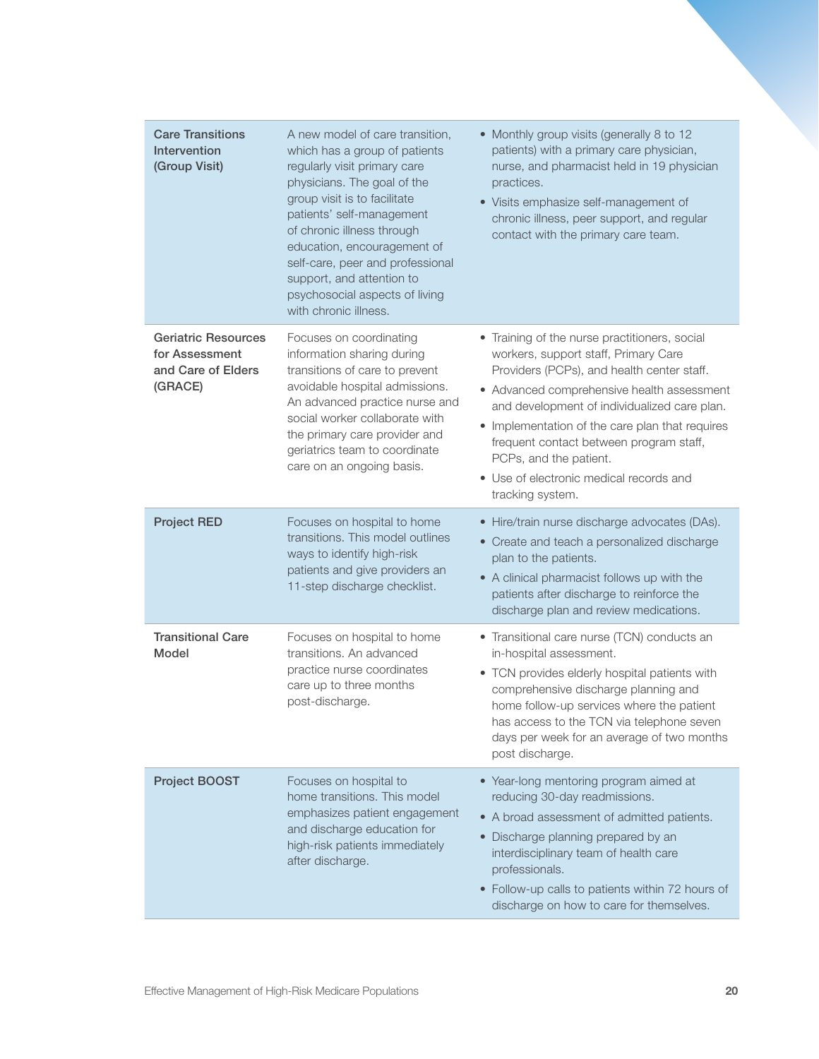| | | |
|---|---|---|
| **Care Transitions Intervention (Group Visit)** | A new model of care transition, which has a group of patients regularly visit primary care physicians. The goal of the group visit is to facilitate patients' self-management of chronic illness through education, encouragement of self-care, peer and professional support, and attention to psychosocial aspects of living with chronic illness. | • Monthly group visits (generally 8 to 12 patients) with a primary care physician, nurse, and pharmacist held in 19 physician practices.<br>• Visits emphasize self-management of chronic illness, peer support, and regular contact with the primary care team. |
| **Geriatric Resources for Assessment and Care of Elders (GRACE)** | Focuses on coordinating information sharing during transitions of care to prevent avoidable hospital admissions. An advanced practice nurse and social worker collaborate with the primary care provider and geriatrics team to coordinate care on an ongoing basis. | • Training of the nurse practitioners, social workers, support staff, Primary Care Providers (PCPs), and health center staff.<br>• Advanced comprehensive health assessment and development of individualized care plan.<br>• Implementation of the care plan that requires frequent contact between program staff, PCPs, and the patient.<br>• Use of electronic medical records and tracking system. |
| **Project RED** | Focuses on hospital to home transitions. This model outlines ways to identify high-risk patients and give providers an 11-step discharge checklist. | • Hire/train nurse discharge advocates (DAs).<br>• Create and teach a personalized discharge plan to the patients.<br>• A clinical pharmacist follows up with the patients after discharge to reinforce the discharge plan and review medications. |
| **Transitional Care Model** | Focuses on hospital to home transitions. An advanced practice nurse coordinates care up to three months post-discharge. | • Transitional care nurse (TCN) conducts an in-hospital assessment.<br>• TCN provides elderly hospital patients with comprehensive discharge planning and home follow-up services where the patient has access to the TCN via telephone seven days per week for an average of two months post discharge. |
| **Project BOOST** | Focuses on hospital to home transitions. This model emphasizes patient engagement and discharge education for high-risk patients immediately after discharge. | • Year-long mentoring program aimed at reducing 30-day readmissions.<br>• A broad assessment of admitted patients.<br>• Discharge planning prepared by an interdisciplinary team of health care professionals.<br>• Follow-up calls to patients within 72 hours of discharge on how to care for themselves. |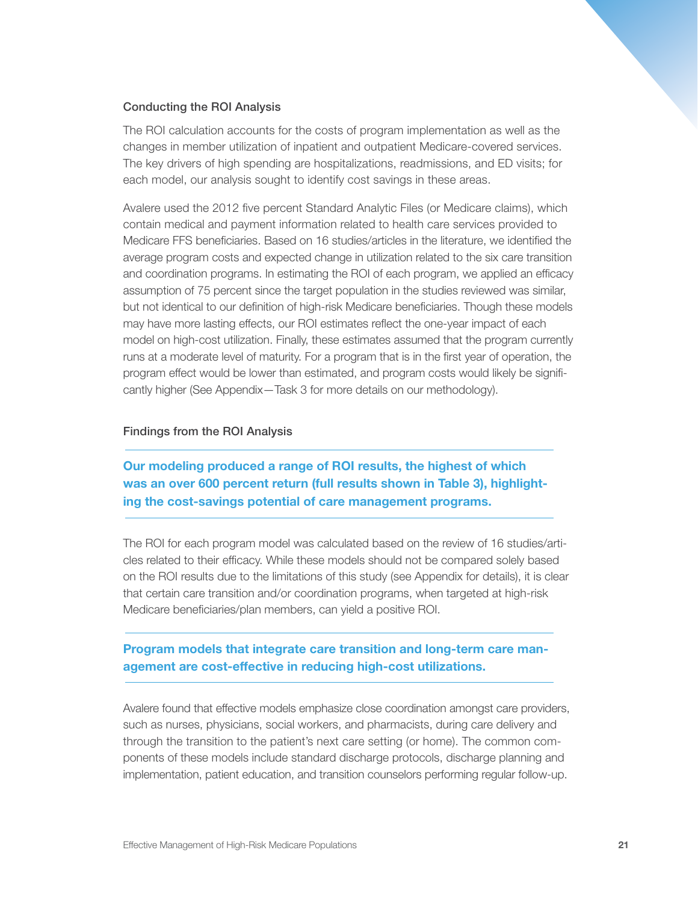### Conducting the ROI Analysis

The ROI calculation accounts for the costs of program implementation as well as the changes in member utilization of inpatient and outpatient Medicare-covered services. The key drivers of high spending are hospitalizations, readmissions, and ED visits; for each model, our analysis sought to identify cost savings in these areas.

Avalere used the 2012 five percent Standard Analytic Files (or Medicare claims), which contain medical and payment information related to health care services provided to Medicare FFS beneficiaries. Based on 16 studies/articles in the literature, we identified the average program costs and expected change in utilization related to the six care transition and coordination programs. In estimating the ROI of each program, we applied an efficacy assumption of 75 percent since the target population in the studies reviewed was similar, but not identical to our definition of high-risk Medicare beneficiaries. Though these models may have more lasting effects, our ROI estimates reflect the one-year impact of each model on high-cost utilization. Finally, these estimates assumed that the program currently runs at a moderate level of maturity. For a program that is in the first year of operation, the program effect would be lower than estimated, and program costs would likely be significantly higher (See Appendix—Task 3 for more details on our methodology).

### Findings from the ROI Analysis

**Our modeling produced a range of ROI results, the highest of which was an over 600 percent return (full results shown in Table 3), highlighting the cost-savings potential of care management programs.**

The ROI for each program model was calculated based on the review of 16 studies/articles related to their efficacy. While these models should not be compared solely based on the ROI results due to the limitations of this study (see Appendix for details), it is clear that certain care transition and/or coordination programs, when targeted at high-risk Medicare beneficiaries/plan members, can yield a positive ROI.

**Program models that integrate care transition and long-term care management are cost-effective in reducing high-cost utilizations.**

Avalere found that effective models emphasize close coordination amongst care providers, such as nurses, physicians, social workers, and pharmacists, during care delivery and through the transition to the patient's next care setting (or home). The common components of these models include standard discharge protocols, discharge planning and implementation, patient education, and transition counselors performing regular follow-up.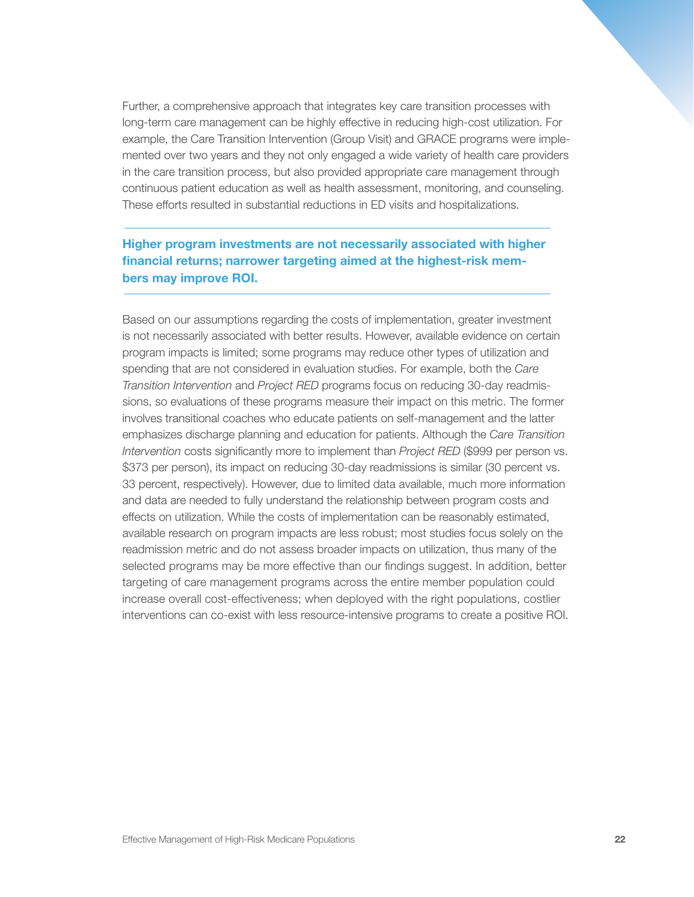Further, a comprehensive approach that integrates key care transition processes with long-term care management can be highly effective in reducing high-cost utilization. For example, the Care Transition Intervention (Group Visit) and GRACE programs were implemented over two years and they not only engaged a wide variety of health care providers in the care transition process, but also provided appropriate care management through continuous patient education as well as health assessment, monitoring, and counseling. These efforts resulted in substantial reductions in ED visits and hospitalizations.

---

### Higher program investments are not necessarily associated with higher financial returns; narrower targeting aimed at the highest-risk members may improve ROI.

---

Based on our assumptions regarding the costs of implementation, greater investment is not necessarily associated with better results. However, available evidence on certain program impacts is limited; some programs may reduce other types of utilization and spending that are not considered in evaluation studies. For example, both the *Care Transition Intervention* and *Project RED* programs focus on reducing 30-day readmissions, so evaluations of these programs measure their impact on this metric. The former involves transitional coaches who educate patients on self-management and the latter emphasizes discharge planning and education for patients. Although the *Care Transition Intervention* costs significantly more to implement than *Project RED* ($999 per person vs. $373 per person), its impact on reducing 30-day readmissions is similar (30 percent vs. 33 percent, respectively). However, due to limited data available, much more information and data are needed to fully understand the relationship between program costs and effects on utilization. While the costs of implementation can be reasonably estimated, available research on program impacts are less robust; most studies focus solely on the readmission metric and do not assess broader impacts on utilization, thus many of the selected programs may be more effective than our findings suggest. In addition, better targeting of care management programs across the entire member population could increase overall cost-effectiveness; when deployed with the right populations, costlier interventions can co-exist with less resource-intensive programs to create a positive ROI.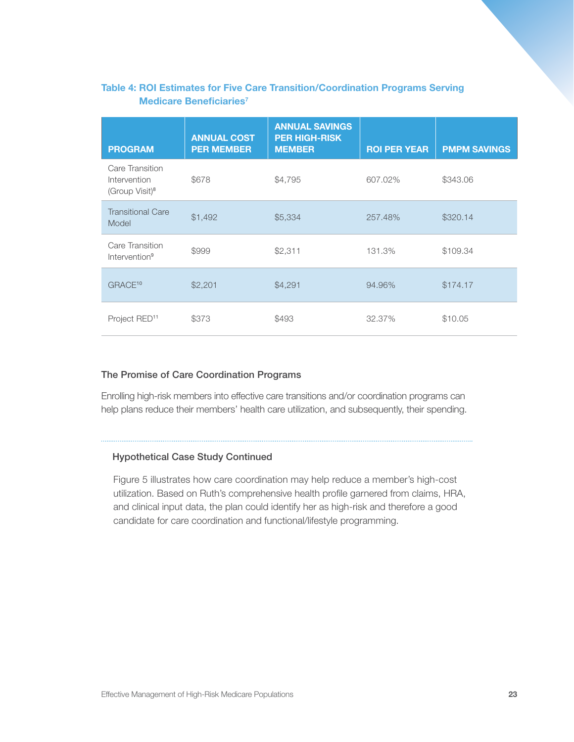**Table 4: ROI Estimates for Five Care Transition/Coordination Programs Serving Medicare Beneficiaries[7]**

| PROGRAM | ANNUAL COST PER MEMBER | ANNUAL SAVINGS PER HIGH-RISK MEMBER | ROI PER YEAR | PMPM SAVINGS |
|---|---|---|---|---|
| Care Transition Intervention (Group Visit)[8] | $678 | $4,795 | 607.02% | $343.06 |
| Transitional Care Model | $1,492 | $5,334 | 257.48% | $320.14 |
| Care Transition Intervention[9] | $999 | $2,311 | 131.3% | $109.34 |
| GRACE[10] | $2,201 | $4,291 | 94.96% | $174.17 |
| Project RED[11] | $373 | $493 | 32.37% | $10.05 |

### The Promise of Care Coordination Programs

Enrolling high-risk members into effective care transitions and/or coordination programs can help plans reduce their members' health care utilization, and subsequently, their spending.

---

#### Hypothetical Case Study Continued

Figure 5 illustrates how care coordination may help reduce a member's high-cost utilization. Based on Ruth's comprehensive health profile garnered from claims, HRA, and clinical input data, the plan could identify her as high-risk and therefore a good candidate for care coordination and functional/lifestyle programming.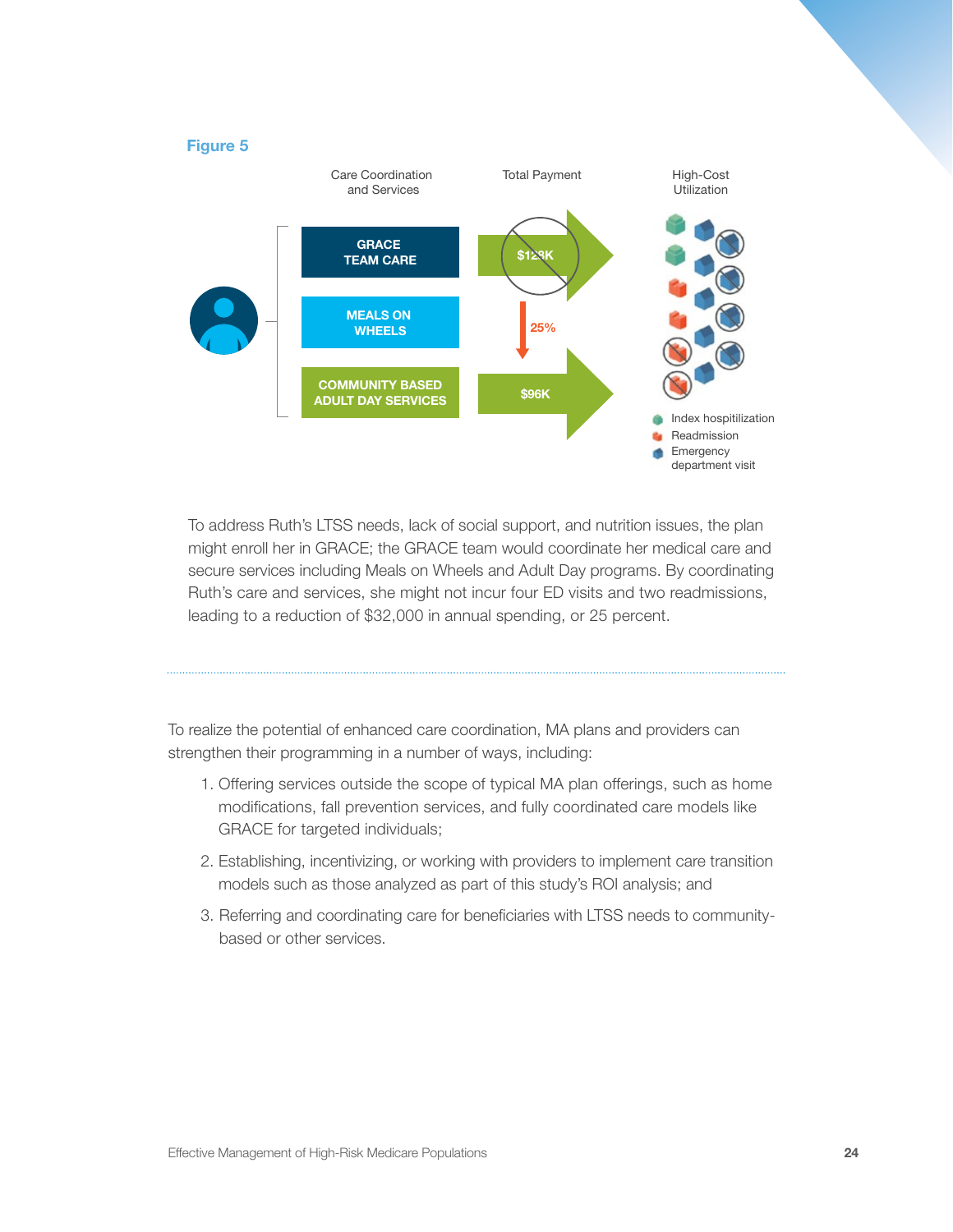**Figure 5**

Care Coordination and Services | Total Payment | High-Cost Utilization

GRACE TEAM CARE

MEALS ON WHEELS

COMMUNITY BASED ADULT DAY SERVICES

$128K

25%

$96K

Index hospitilization

Readmission

Emergency department visit

To address Ruth's LTSS needs, lack of social support, and nutrition issues, the plan might enroll her in GRACE; the GRACE team would coordinate her medical care and secure services including Meals on Wheels and Adult Day programs. By coordinating Ruth's care and services, she might not incur four ED visits and two readmissions, leading to a reduction of $32,000 in annual spending, or 25 percent.

---

To realize the potential of enhanced care coordination, MA plans and providers can strengthen their programming in a number of ways, including:

1. Offering services outside the scope of typical MA plan offerings, such as home modifications, fall prevention services, and fully coordinated care models like GRACE for targeted individuals;
2. Establishing, incentivizing, or working with providers to implement care transition models such as those analyzed as part of this study's ROI analysis; and
3. Referring and coordinating care for beneficiaries with LTSS needs to community-based or other services.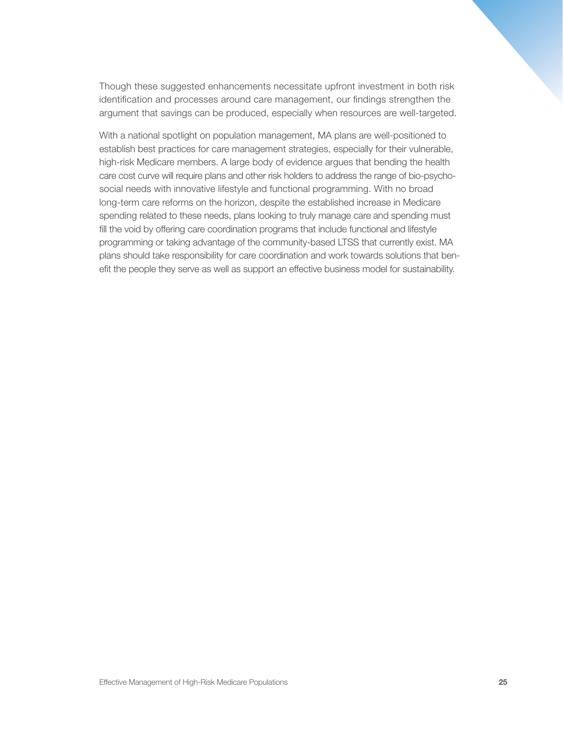Though these suggested enhancements necessitate upfront investment in both risk identification and processes around care management, our findings strengthen the argument that savings can be produced, especially when resources are well-targeted.

With a national spotlight on population management, MA plans are well-positioned to establish best practices for care management strategies, especially for their vulnerable, high-risk Medicare members. A large body of evidence argues that bending the health care cost curve will require plans and other risk holders to address the range of bio-psycho-social needs with innovative lifestyle and functional programming. With no broad long-term care reforms on the horizon, despite the established increase in Medicare spending related to these needs, plans looking to truly manage care and spending must fill the void by offering care coordination programs that include functional and lifestyle programming or taking advantage of the community-based LTSS that currently exist. MA plans should take responsibility for care coordination and work towards solutions that benefit the people they serve as well as support an effective business model for sustainability.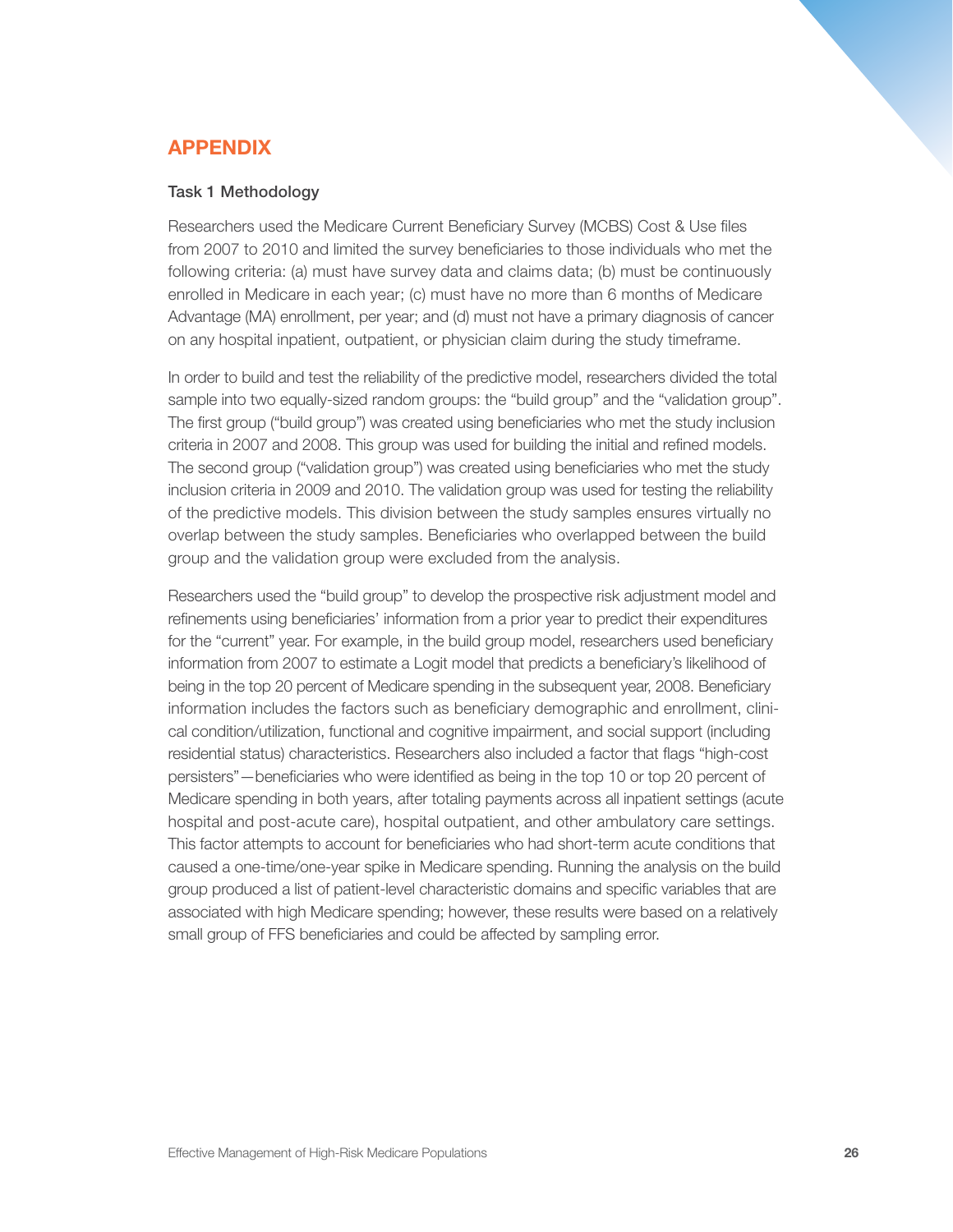## APPENDIX

### Task 1 Methodology

Researchers used the Medicare Current Beneficiary Survey (MCBS) Cost & Use files from 2007 to 2010 and limited the survey beneficiaries to those individuals who met the following criteria: (a) must have survey data and claims data; (b) must be continuously enrolled in Medicare in each year; (c) must have no more than 6 months of Medicare Advantage (MA) enrollment, per year; and (d) must not have a primary diagnosis of cancer on any hospital inpatient, outpatient, or physician claim during the study timeframe.

In order to build and test the reliability of the predictive model, researchers divided the total sample into two equally-sized random groups: the "build group" and the "validation group". The first group ("build group") was created using beneficiaries who met the study inclusion criteria in 2007 and 2008. This group was used for building the initial and refined models. The second group ("validation group") was created using beneficiaries who met the study inclusion criteria in 2009 and 2010. The validation group was used for testing the reliability of the predictive models. This division between the study samples ensures virtually no overlap between the study samples. Beneficiaries who overlapped between the build group and the validation group were excluded from the analysis.

Researchers used the "build group" to develop the prospective risk adjustment model and refinements using beneficiaries' information from a prior year to predict their expenditures for the "current" year. For example, in the build group model, researchers used beneficiary information from 2007 to estimate a Logit model that predicts a beneficiary's likelihood of being in the top 20 percent of Medicare spending in the subsequent year, 2008. Beneficiary information includes the factors such as beneficiary demographic and enrollment, clinical condition/utilization, functional and cognitive impairment, and social support (including residential status) characteristics. Researchers also included a factor that flags "high-cost persisters"—beneficiaries who were identified as being in the top 10 or top 20 percent of Medicare spending in both years, after totaling payments across all inpatient settings (acute hospital and post-acute care), hospital outpatient, and other ambulatory care settings. This factor attempts to account for beneficiaries who had short-term acute conditions that caused a one-time/one-year spike in Medicare spending. Running the analysis on the build group produced a list of patient-level characteristic domains and specific variables that are associated with high Medicare spending; however, these results were based on a relatively small group of FFS beneficiaries and could be affected by sampling error.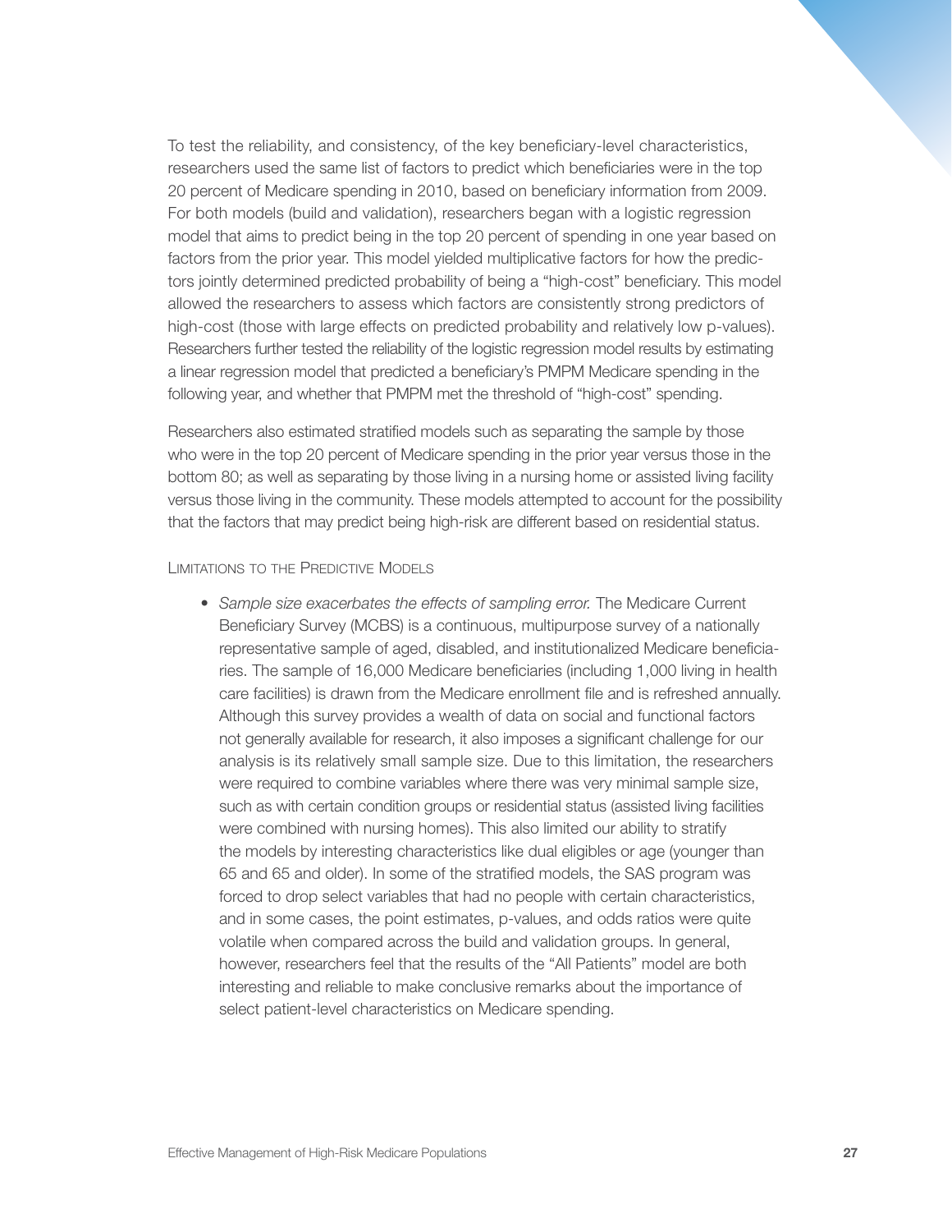To test the reliability, and consistency, of the key beneficiary-level characteristics, researchers used the same list of factors to predict which beneficiaries were in the top 20 percent of Medicare spending in 2010, based on beneficiary information from 2009. For both models (build and validation), researchers began with a logistic regression model that aims to predict being in the top 20 percent of spending in one year based on factors from the prior year. This model yielded multiplicative factors for how the predictors jointly determined predicted probability of being a "high-cost" beneficiary. This model allowed the researchers to assess which factors are consistently strong predictors of high-cost (those with large effects on predicted probability and relatively low p-values). Researchers further tested the reliability of the logistic regression model results by estimating a linear regression model that predicted a beneficiary's PMPM Medicare spending in the following year, and whether that PMPM met the threshold of "high-cost" spending.

Researchers also estimated stratified models such as separating the sample by those who were in the top 20 percent of Medicare spending in the prior year versus those in the bottom 80; as well as separating by those living in a nursing home or assisted living facility versus those living in the community. These models attempted to account for the possibility that the factors that may predict being high-risk are different based on residential status.

### Limitations to the Predictive Models

- *Sample size exacerbates the effects of sampling error.* The Medicare Current Beneficiary Survey (MCBS) is a continuous, multipurpose survey of a nationally representative sample of aged, disabled, and institutionalized Medicare beneficiaries. The sample of 16,000 Medicare beneficiaries (including 1,000 living in health care facilities) is drawn from the Medicare enrollment file and is refreshed annually. Although this survey provides a wealth of data on social and functional factors not generally available for research, it also imposes a significant challenge for our analysis is its relatively small sample size. Due to this limitation, the researchers were required to combine variables where there was very minimal sample size, such as with certain condition groups or residential status (assisted living facilities were combined with nursing homes). This also limited our ability to stratify the models by interesting characteristics like dual eligibles or age (younger than 65 and 65 and older). In some of the stratified models, the SAS program was forced to drop select variables that had no people with certain characteristics, and in some cases, the point estimates, p-values, and odds ratios were quite volatile when compared across the build and validation groups. In general, however, researchers feel that the results of the "All Patients" model are both interesting and reliable to make conclusive remarks about the importance of select patient-level characteristics on Medicare spending.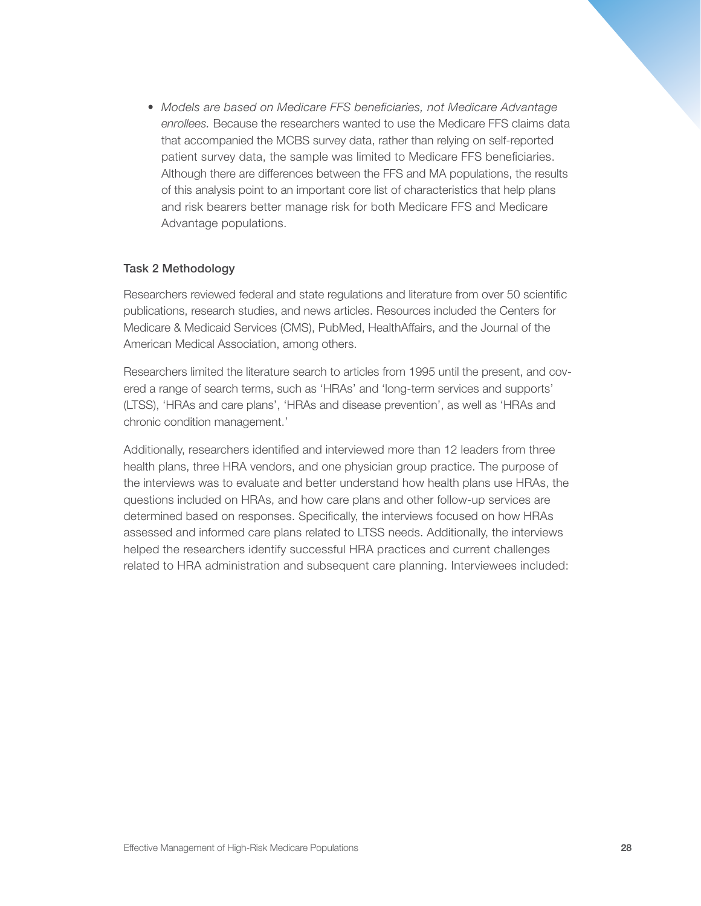- *Models are based on Medicare FFS beneficiaries, not Medicare Advantage enrollees.* Because the researchers wanted to use the Medicare FFS claims data that accompanied the MCBS survey data, rather than relying on self-reported patient survey data, the sample was limited to Medicare FFS beneficiaries. Although there are differences between the FFS and MA populations, the results of this analysis point to an important core list of characteristics that help plans and risk bearers better manage risk for both Medicare FFS and Medicare Advantage populations.

### Task 2 Methodology

Researchers reviewed federal and state regulations and literature from over 50 scientific publications, research studies, and news articles. Resources included the Centers for Medicare & Medicaid Services (CMS), PubMed, HealthAffairs, and the Journal of the American Medical Association, among others.

Researchers limited the literature search to articles from 1995 until the present, and covered a range of search terms, such as 'HRAs' and 'long-term services and supports' (LTSS), 'HRAs and care plans', 'HRAs and disease prevention', as well as 'HRAs and chronic condition management.'

Additionally, researchers identified and interviewed more than 12 leaders from three health plans, three HRA vendors, and one physician group practice. The purpose of the interviews was to evaluate and better understand how health plans use HRAs, the questions included on HRAs, and how care plans and other follow-up services are determined based on responses. Specifically, the interviews focused on how HRAs assessed and informed care plans related to LTSS needs. Additionally, the interviews helped the researchers identify successful HRA practices and current challenges related to HRA administration and subsequent care planning. Interviewees included: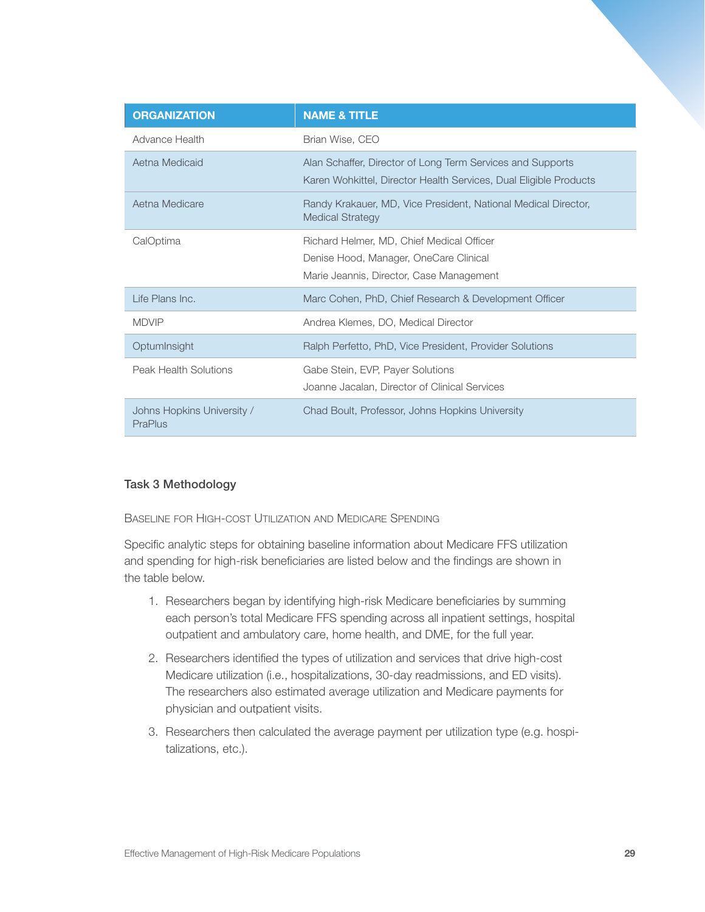| ORGANIZATION | NAME & TITLE |
| --- | --- |
| Advance Health | Brian Wise, CEO |
| Aetna Medicaid | Alan Schaffer, Director of Long Term Services and Supports<br>Karen Wohkittel, Director Health Services, Dual Eligible Products |
| Aetna Medicare | Randy Krakauer, MD, Vice President, National Medical Director, Medical Strategy |
| CalOptima | Richard Helmer, MD, Chief Medical Officer<br>Denise Hood, Manager, OneCare Clinical<br>Marie Jeannis, Director, Case Management |
| Life Plans Inc. | Marc Cohen, PhD, Chief Research & Development Officer |
| MDVIP | Andrea Klemes, DO, Medical Director |
| OptumInsight | Ralph Perfetto, PhD, Vice President, Provider Solutions |
| Peak Health Solutions | Gabe Stein, EVP, Payer Solutions<br>Joanne Jacalan, Director of Clinical Services |
| Johns Hopkins University / PraPlus | Chad Boult, Professor, Johns Hopkins University |

### Task 3 Methodology

#### Baseline for High-cost Utilization and Medicare Spending

Specific analytic steps for obtaining baseline information about Medicare FFS utilization and spending for high-risk beneficiaries are listed below and the findings are shown in the table below.

1. Researchers began by identifying high-risk Medicare beneficiaries by summing each person's total Medicare FFS spending across all inpatient settings, hospital outpatient and ambulatory care, home health, and DME, for the full year.
2. Researchers identified the types of utilization and services that drive high-cost Medicare utilization (i.e., hospitalizations, 30-day readmissions, and ED visits). The researchers also estimated average utilization and Medicare payments for physician and outpatient visits.
3. Researchers then calculated the average payment per utilization type (e.g. hospitalizations, etc.).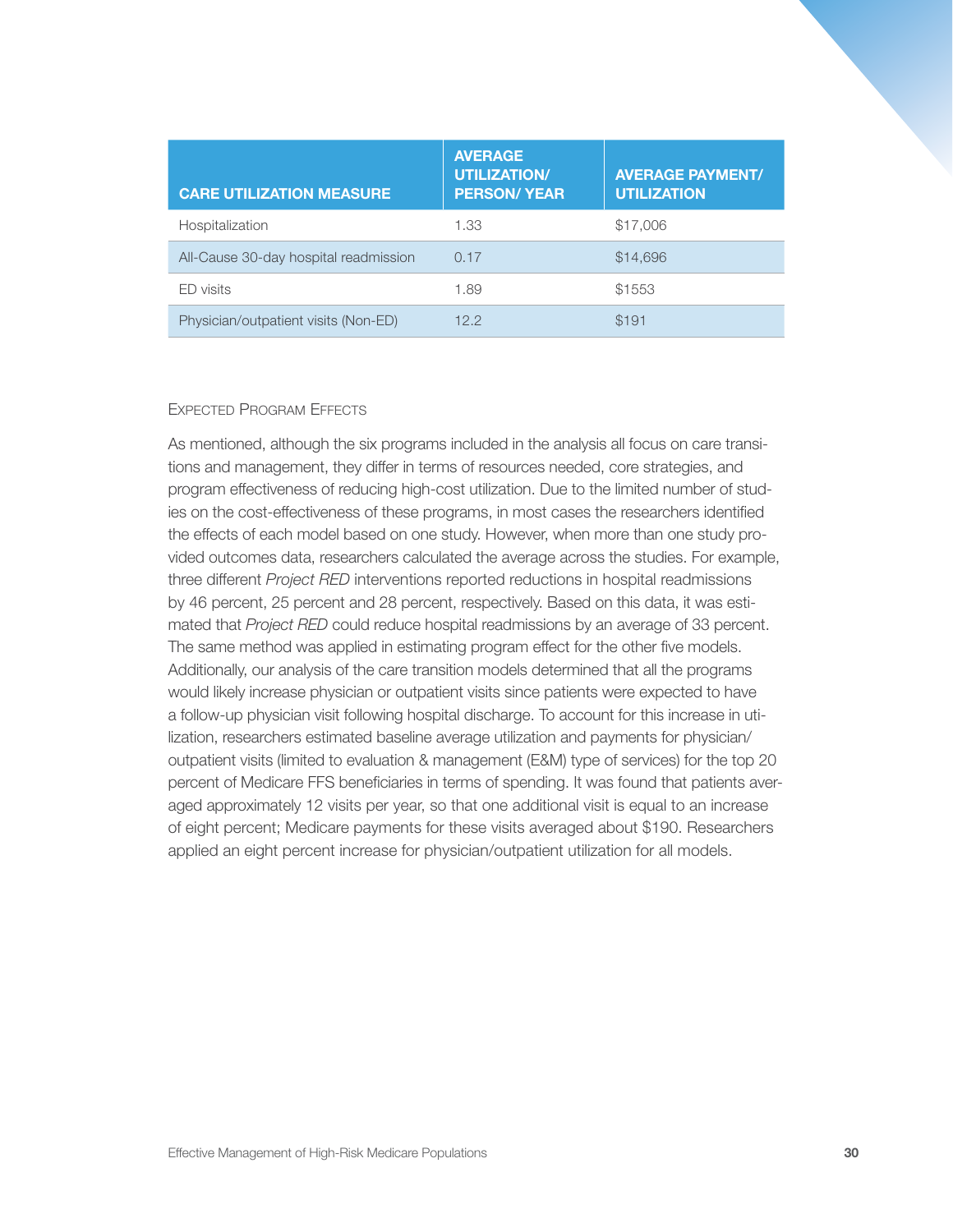| CARE UTILIZATION MEASURE | AVERAGE UTILIZATION/ PERSON/ YEAR | AVERAGE PAYMENT/ UTILIZATION |
|---|---|---|
| Hospitalization | 1.33 | $17,006 |
| All-Cause 30-day hospital readmission | 0.17 | $14,696 |
| ED visits | 1.89 | $1553 |
| Physician/outpatient visits (Non-ED) | 12.2 | $191 |

### Expected Program Effects

As mentioned, although the six programs included in the analysis all focus on care transitions and management, they differ in terms of resources needed, core strategies, and program effectiveness of reducing high-cost utilization. Due to the limited number of studies on the cost-effectiveness of these programs, in most cases the researchers identified the effects of each model based on one study. However, when more than one study provided outcomes data, researchers calculated the average across the studies. For example, three different *Project RED* interventions reported reductions in hospital readmissions by 46 percent, 25 percent and 28 percent, respectively. Based on this data, it was estimated that *Project RED* could reduce hospital readmissions by an average of 33 percent. The same method was applied in estimating program effect for the other five models. Additionally, our analysis of the care transition models determined that all the programs would likely increase physician or outpatient visits since patients were expected to have a follow-up physician visit following hospital discharge. To account for this increase in utilization, researchers estimated baseline average utilization and payments for physician/outpatient visits (limited to evaluation & management (E&M) type of services) for the top 20 percent of Medicare FFS beneficiaries in terms of spending. It was found that patients averaged approximately 12 visits per year, so that one additional visit is equal to an increase of eight percent; Medicare payments for these visits averaged about $190. Researchers applied an eight percent increase for physician/outpatient utilization for all models.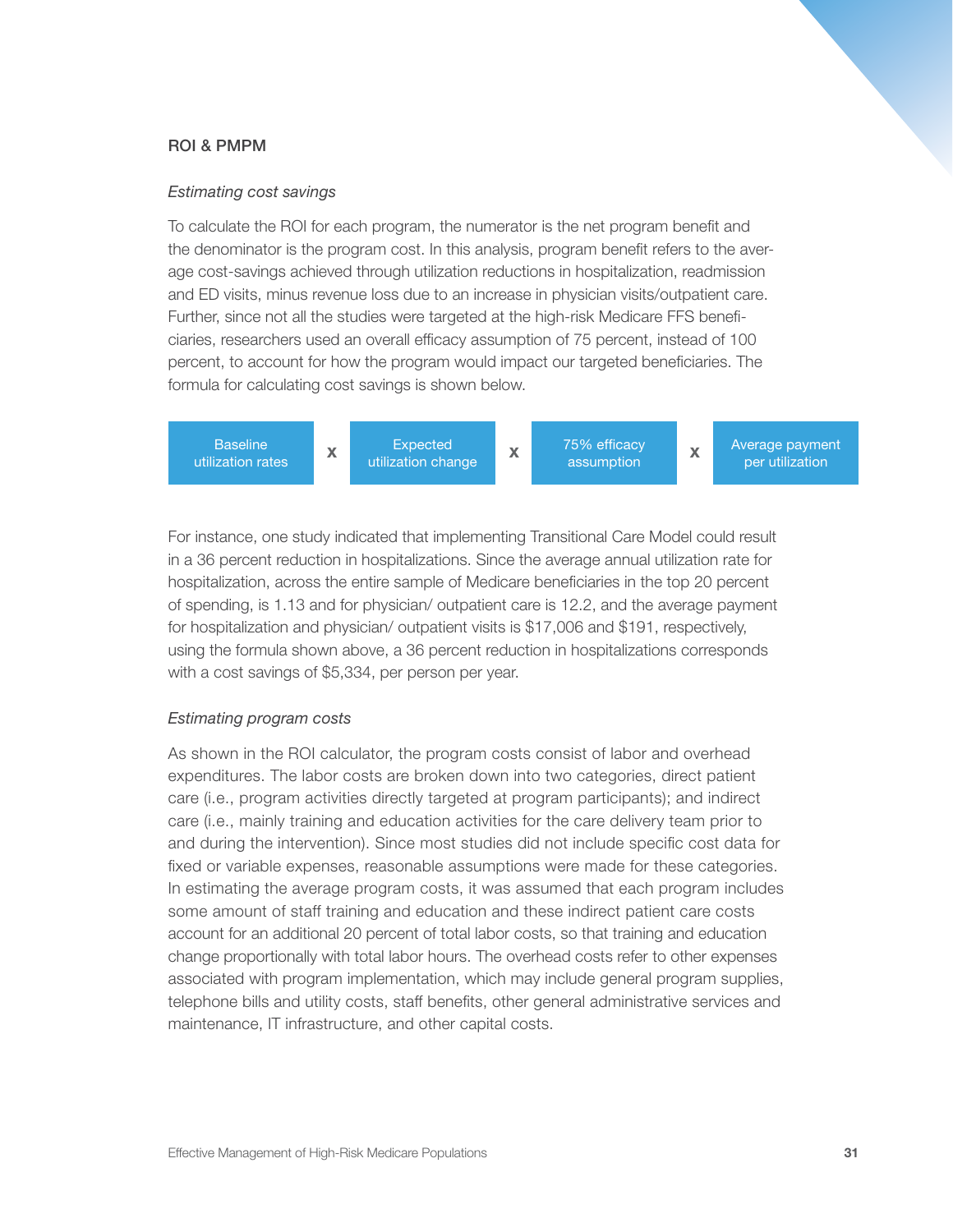## ROI & PMPM

*Estimating cost savings*

To calculate the ROI for each program, the numerator is the net program benefit and the denominator is the program cost. In this analysis, program benefit refers to the average cost-savings achieved through utilization reductions in hospitalization, readmission and ED visits, minus revenue loss due to an increase in physician visits/outpatient care. Further, since not all the studies were targeted at the high-risk Medicare FFS beneficiaries, researchers used an overall efficacy assumption of 75 percent, instead of 100 percent, to account for how the program would impact our targeted beneficiaries. The formula for calculating cost savings is shown below.

Baseline utilization rates **x** Expected utilization change **x** 75% efficacy assumption **x** Average payment per utilization

For instance, one study indicated that implementing Transitional Care Model could result in a 36 percent reduction in hospitalizations. Since the average annual utilization rate for hospitalization, across the entire sample of Medicare beneficiaries in the top 20 percent of spending, is 1.13 and for physician/ outpatient care is 12.2, and the average payment for hospitalization and physician/ outpatient visits is $17,006 and $191, respectively, using the formula shown above, a 36 percent reduction in hospitalizations corresponds with a cost savings of $5,334, per person per year.

*Estimating program costs*

As shown in the ROI calculator, the program costs consist of labor and overhead expenditures. The labor costs are broken down into two categories, direct patient care (i.e., program activities directly targeted at program participants); and indirect care (i.e., mainly training and education activities for the care delivery team prior to and during the intervention). Since most studies did not include specific cost data for fixed or variable expenses, reasonable assumptions were made for these categories. In estimating the average program costs, it was assumed that each program includes some amount of staff training and education and these indirect patient care costs account for an additional 20 percent of total labor costs, so that training and education change proportionally with total labor hours. The overhead costs refer to other expenses associated with program implementation, which may include general program supplies, telephone bills and utility costs, staff benefits, other general administrative services and maintenance, IT infrastructure, and other capital costs.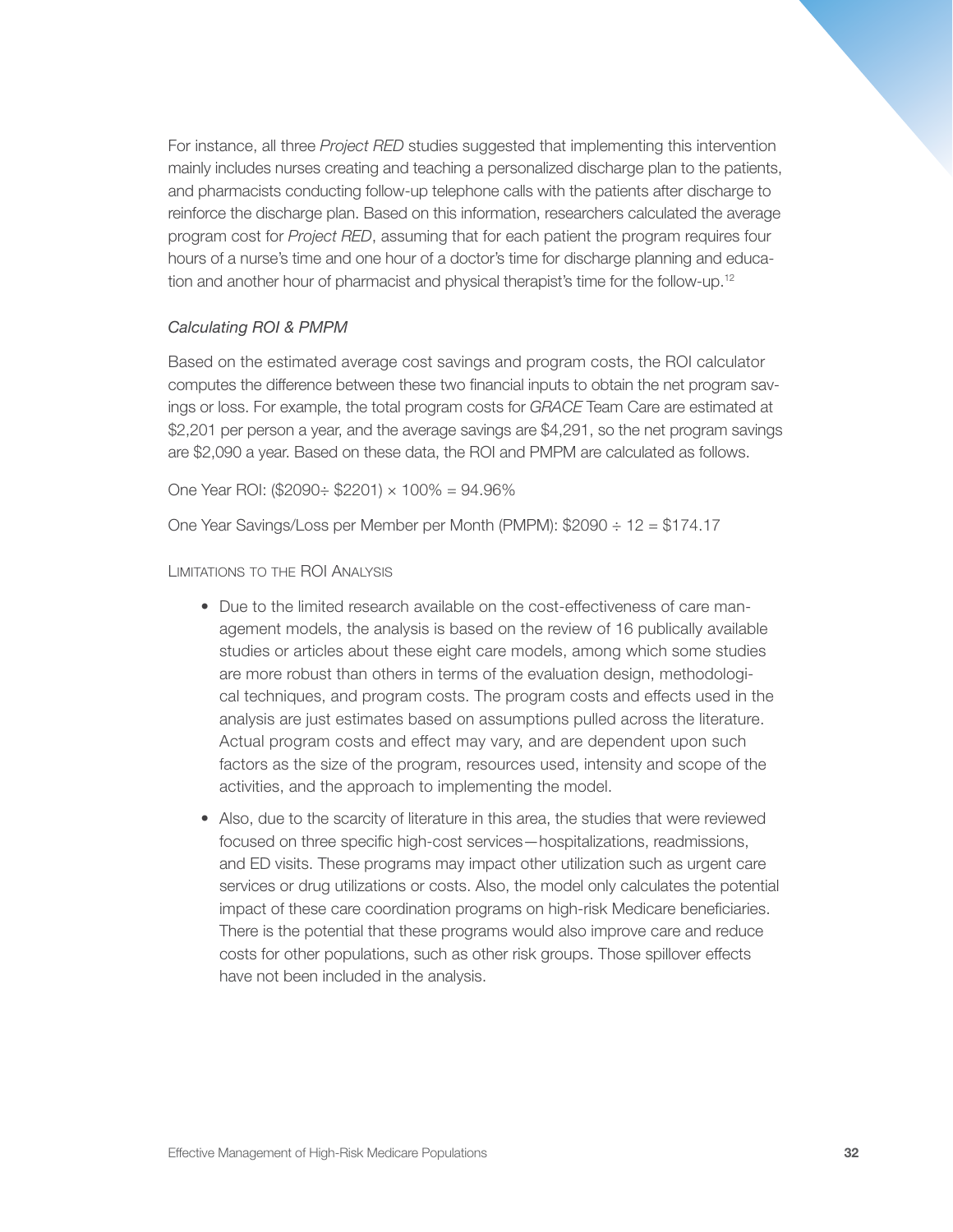For instance, all three *Project RED* studies suggested that implementing this intervention mainly includes nurses creating and teaching a personalized discharge plan to the patients, and pharmacists conducting follow-up telephone calls with the patients after discharge to reinforce the discharge plan. Based on this information, researchers calculated the average program cost for *Project RED*, assuming that for each patient the program requires four hours of a nurse's time and one hour of a doctor's time for discharge planning and education and another hour of pharmacist and physical therapist's time for the follow-up.[12]

### *Calculating ROI & PMPM*

Based on the estimated average cost savings and program costs, the ROI calculator computes the difference between these two financial inputs to obtain the net program savings or loss. For example, the total program costs for *GRACE* Team Care are estimated at $2,201 per person a year, and the average savings are $4,291, so the net program savings are $2,090 a year. Based on these data, the ROI and PMPM are calculated as follows.

One Year ROI: ($2090÷ $2201) × 100% = 94.96%

One Year Savings/Loss per Member per Month (PMPM): $2090 ÷ 12 = $174.17

### Limitations to the ROI Analysis

- Due to the limited research available on the cost-effectiveness of care management models, the analysis is based on the review of 16 publically available studies or articles about these eight care models, among which some studies are more robust than others in terms of the evaluation design, methodological techniques, and program costs. The program costs and effects used in the analysis are just estimates based on assumptions pulled across the literature. Actual program costs and effect may vary, and are dependent upon such factors as the size of the program, resources used, intensity and scope of the activities, and the approach to implementing the model.
- Also, due to the scarcity of literature in this area, the studies that were reviewed focused on three specific high-cost services—hospitalizations, readmissions, and ED visits. These programs may impact other utilization such as urgent care services or drug utilizations or costs. Also, the model only calculates the potential impact of these care coordination programs on high-risk Medicare beneficiaries. There is the potential that these programs would also improve care and reduce costs for other populations, such as other risk groups. Those spillover effects have not been included in the analysis.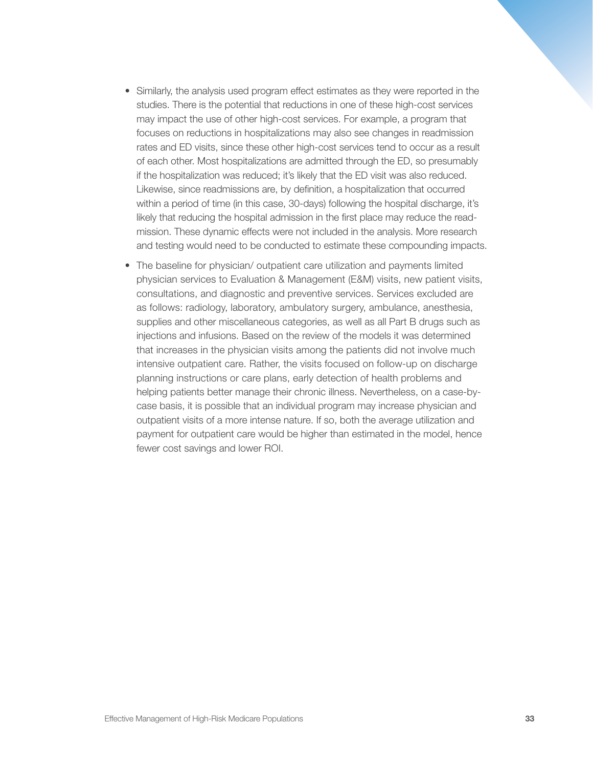- Similarly, the analysis used program effect estimates as they were reported in the studies. There is the potential that reductions in one of these high-cost services may impact the use of other high-cost services. For example, a program that focuses on reductions in hospitalizations may also see changes in readmission rates and ED visits, since these other high-cost services tend to occur as a result of each other. Most hospitalizations are admitted through the ED, so presumably if the hospitalization was reduced; it's likely that the ED visit was also reduced. Likewise, since readmissions are, by definition, a hospitalization that occurred within a period of time (in this case, 30-days) following the hospital discharge, it's likely that reducing the hospital admission in the first place may reduce the readmission. These dynamic effects were not included in the analysis. More research and testing would need to be conducted to estimate these compounding impacts.
- The baseline for physician/ outpatient care utilization and payments limited physician services to Evaluation & Management (E&M) visits, new patient visits, consultations, and diagnostic and preventive services. Services excluded are as follows: radiology, laboratory, ambulatory surgery, ambulance, anesthesia, supplies and other miscellaneous categories, as well as all Part B drugs such as injections and infusions. Based on the review of the models it was determined that increases in the physician visits among the patients did not involve much intensive outpatient care. Rather, the visits focused on follow-up on discharge planning instructions or care plans, early detection of health problems and helping patients better manage their chronic illness. Nevertheless, on a case-by-case basis, it is possible that an individual program may increase physician and outpatient visits of a more intense nature. If so, both the average utilization and payment for outpatient care would be higher than estimated in the model, hence fewer cost savings and lower ROI.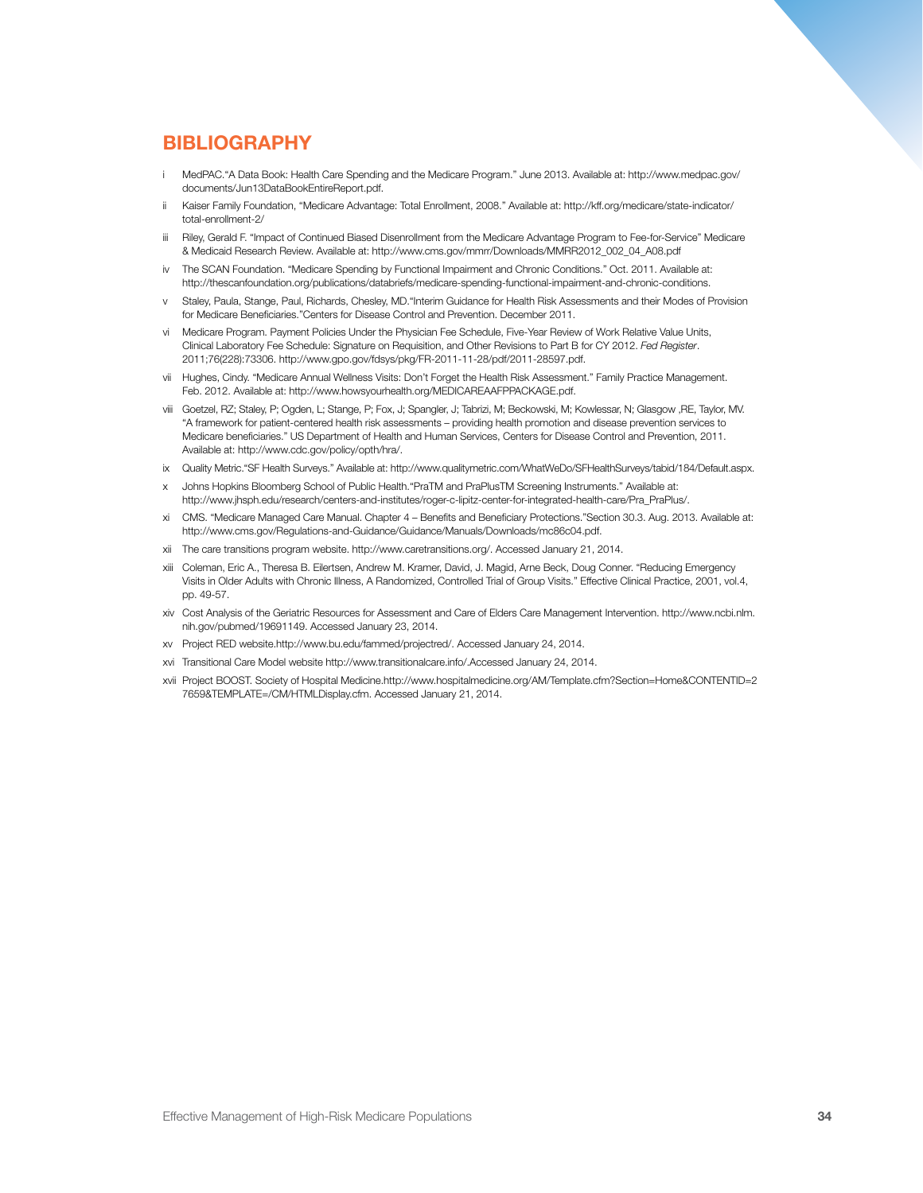## BIBLIOGRAPHY

- i MedPAC."A Data Book: Health Care Spending and the Medicare Program." June 2013. Available at: http://www.medpac.gov/documents/Jun13DataBookEntireReport.pdf.
- ii Kaiser Family Foundation, "Medicare Advantage: Total Enrollment, 2008." Available at: http://kff.org/medicare/state-indicator/total-enrollment-2/
- iii Riley, Gerald F. "Impact of Continued Biased Disenrollment from the Medicare Advantage Program to Fee-for-Service" Medicare & Medicaid Research Review. Available at: http://www.cms.gov/mmrr/Downloads/MMRR2012_002_04_A08.pdf
- iv The SCAN Foundation. "Medicare Spending by Functional Impairment and Chronic Conditions." Oct. 2011. Available at: http://thescanfoundation.org/publications/databriefs/medicare-spending-functional-impairment-and-chronic-conditions.
- v Staley, Paula, Stange, Paul, Richards, Chesley, MD."Interim Guidance for Health Risk Assessments and their Modes of Provision for Medicare Beneficiaries."Centers for Disease Control and Prevention. December 2011.
- vi Medicare Program. Payment Policies Under the Physician Fee Schedule, Five-Year Review of Work Relative Value Units, Clinical Laboratory Fee Schedule: Signature on Requisition, and Other Revisions to Part B for CY 2012. *Fed Register*. 2011;76(228):73306. http://www.gpo.gov/fdsys/pkg/FR-2011-11-28/pdf/2011-28597.pdf.
- vii Hughes, Cindy. "Medicare Annual Wellness Visits: Don't Forget the Health Risk Assessment." Family Practice Management. Feb. 2012. Available at: http://www.howsyourhealth.org/MEDICAREAAFPPACKAGE.pdf.
- viii Goetzel, RZ; Staley, P; Ogden, L; Stange, P; Fox, J; Spangler, J; Tabrizi, M; Beckowski, M; Kowlessar, N; Glasgow ,RE, Taylor, MV. "A framework for patient-centered health risk assessments – providing health promotion and disease prevention services to Medicare beneficiaries." US Department of Health and Human Services, Centers for Disease Control and Prevention, 2011. Available at: http://www.cdc.gov/policy/opth/hra/.
- ix Quality Metric."SF Health Surveys." Available at: http://www.qualitymetric.com/WhatWeDo/SFHealthSurveys/tabid/184/Default.aspx.
- x Johns Hopkins Bloomberg School of Public Health."PraTM and PraPlusTM Screening Instruments." Available at: http://www.jhsph.edu/research/centers-and-institutes/roger-c-lipitz-center-for-integrated-health-care/Pra_PraPlus/.
- xi CMS. "Medicare Managed Care Manual. Chapter 4 – Benefits and Beneficiary Protections."Section 30.3. Aug. 2013. Available at: http://www.cms.gov/Regulations-and-Guidance/Guidance/Manuals/Downloads/mc86c04.pdf.
- xii The care transitions program website. http://www.caretransitions.org/. Accessed January 21, 2014.
- xiii Coleman, Eric A., Theresa B. Eilertsen, Andrew M. Kramer, David, J. Magid, Arne Beck, Doug Conner. "Reducing Emergency Visits in Older Adults with Chronic Illness, A Randomized, Controlled Trial of Group Visits." Effective Clinical Practice, 2001, vol.4, pp. 49-57.
- xiv Cost Analysis of the Geriatric Resources for Assessment and Care of Elders Care Management Intervention. http://www.ncbi.nlm.nih.gov/pubmed/19691149. Accessed January 23, 2014.
- xv Project RED website.http://www.bu.edu/fammed/projectred/. Accessed January 24, 2014.
- xvi Transitional Care Model website http://www.transitionalcare.info/.Accessed January 24, 2014.
- xvii Project BOOST. Society of Hospital Medicine.http://www.hospitalmedicine.org/AM/Template.cfm?Section=Home&CONTENTID=27659&TEMPLATE=/CM/HTMLDisplay.cfm. Accessed January 21, 2014.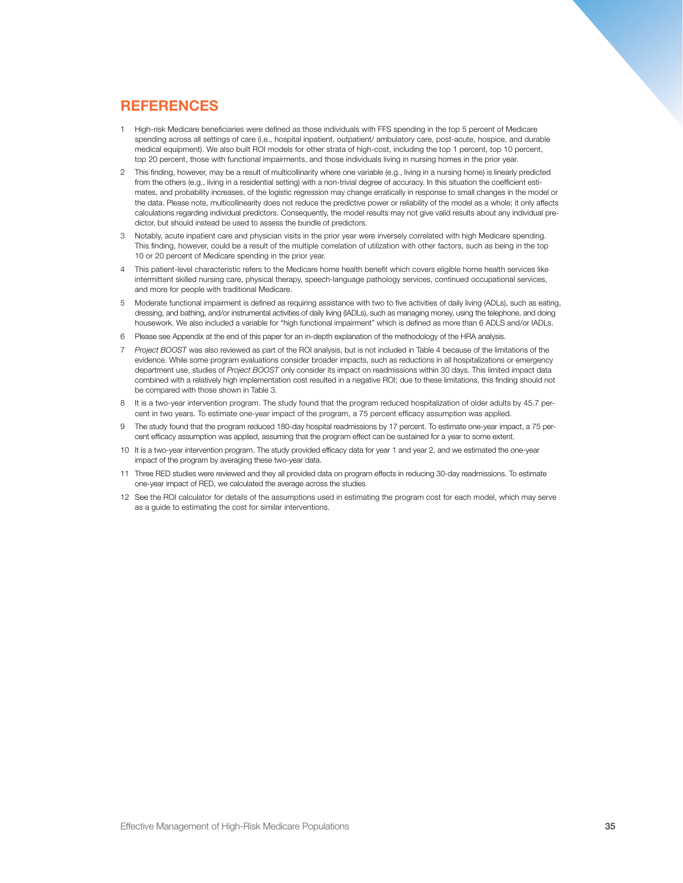## REFERENCES

1. High-risk Medicare beneficiaries were defined as those individuals with FFS spending in the top 5 percent of Medicare spending across all settings of care (i.e., hospital inpatient, outpatient/ ambulatory care, post-acute, hospice, and durable medical equipment). We also built ROI models for other strata of high-cost, including the top 1 percent, top 10 percent, top 20 percent, those with functional impairments, and those individuals living in nursing homes in the prior year.
2. This finding, however, may be a result of multicollinearity where one variable (e.g., living in a nursing home) is linearly predicted from the others (e.g., living in a residential setting) with a non-trivial degree of accuracy. In this situation the coefficient estimates, and probability increases, of the logistic regression may change erratically in response to small changes in the model or the data. Please note, multicollinearity does not reduce the predictive power or reliability of the model as a whole; it only affects calculations regarding individual predictors. Consequently, the model results may not give valid results about any individual predictor, but should instead be used to assess the bundle of predictors.
3. Notably, acute inpatient care and physician visits in the prior year were inversely correlated with high Medicare spending. This finding, however, could be a result of the multiple correlation of utilization with other factors, such as being in the top 10 or 20 percent of Medicare spending in the prior year.
4. This patient-level characteristic refers to the Medicare home health benefit which covers eligible home health services like intermittent skilled nursing care, physical therapy, speech-language pathology services, continued occupational services, and more for people with traditional Medicare.
5. Moderate functional impairment is defined as requiring assistance with two to five activities of daily living (ADLs), such as eating, dressing, and bathing, and/or instrumental activities of daily living (IADLs), such as managing money, using the telephone, and doing housework. We also included a variable for "high functional impairment" which is defined as more than 6 ADLS and/or IADLs.
6. Please see Appendix at the end of this paper for an in-depth explanation of the methodology of the HRA analysis.
7. *Project BOOST* was also reviewed as part of the ROI analysis, but is not included in Table 4 because of the limitations of the evidence. While some program evaluations consider broader impacts, such as reductions in all hospitalizations or emergency department use, studies of *Project BOOST* only consider its impact on readmissions within 30 days. This limited impact data combined with a relatively high implementation cost resulted in a negative ROI; due to these limitations, this finding should not be compared with those shown in Table 3.
8. It is a two-year intervention program. The study found that the program reduced hospitalization of older adults by 45.7 percent in two years. To estimate one-year impact of the program, a 75 percent efficacy assumption was applied.
9. The study found that the program reduced 180-day hospital readmissions by 17 percent. To estimate one-year impact, a 75 percent efficacy assumption was applied, assuming that the program effect can be sustained for a year to some extent.
10. It is a two-year intervention program. The study provided efficacy data for year 1 and year 2, and we estimated the one-year impact of the program by averaging these two-year data.
11. Three RED studies were reviewed and they all provided data on program effects in reducing 30-day readmissions. To estimate one-year impact of RED, we calculated the average across the studies.
12. See the ROI calculator for details of the assumptions used in estimating the program cost for each model, which may serve as a guide to estimating the cost for similar interventions.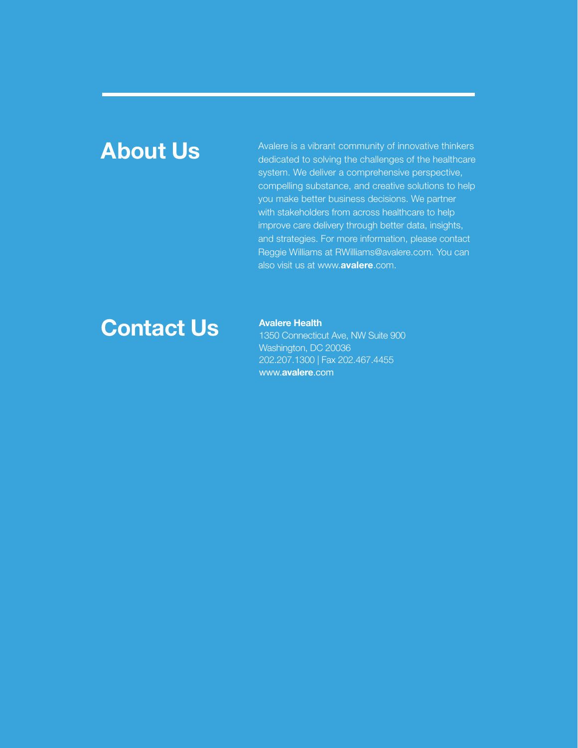## About Us

Avalere is a vibrant community of innovative thinkers dedicated to solving the challenges of the healthcare system. We deliver a comprehensive perspective, compelling substance, and creative solutions to help you make better business decisions. We partner with stakeholders from across healthcare to help improve care delivery through better data, insights, and strategies. For more information, please contact Reggie Williams at RWilliams@avalere.com. You can also visit us at www.**avalere**.com.

## Contact Us

**Avalere Health**
1350 Connecticut Ave, NW Suite 900
Washington, DC 20036
202.207.1300 | Fax 202.467.4455
www.**avalere**.com